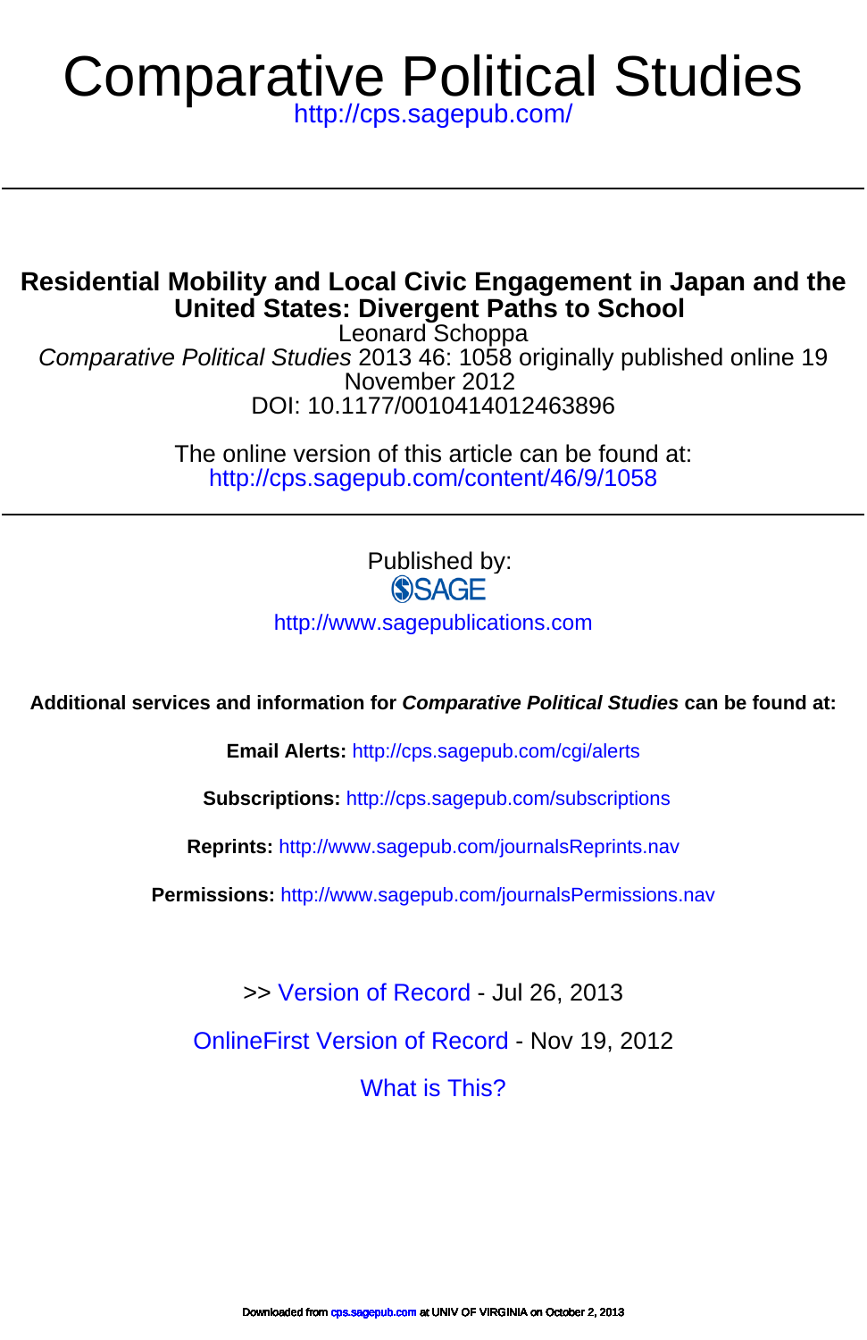# Comparative Political Studies

http://cps.sagepub.com/

---

## Residential Mobility and Local Civic Engagement in Japan and the United States: Divergent Paths to School

Leonard Schoppa

*Comparative Political Studies* 2013 46: 1058 originally published online 19 November 2012

DOI: 10.1177/0010414012463896

The online version of this article can be found at:

http://cps.sagepub.com/content/46/9/1058

---

Published by:

SAGE

http://www.sagepublications.com

**Additional services and information for *Comparative Political Studies* can be found at:**

**Email Alerts:** http://cps.sagepub.com/cgi/alerts

**Subscriptions:** http://cps.sagepub.com/subscriptions

**Reprints:** http://www.sagepub.com/journalsReprints.nav

**Permissions:** http://www.sagepub.com/journalsPermissions.nav

>> Version of Record - Jul 26, 2013

OnlineFirst Version of Record - Nov 19, 2012

What is This?

Downloaded from cps.sagepub.com at UNIV OF VIRGINIA on October 2, 2013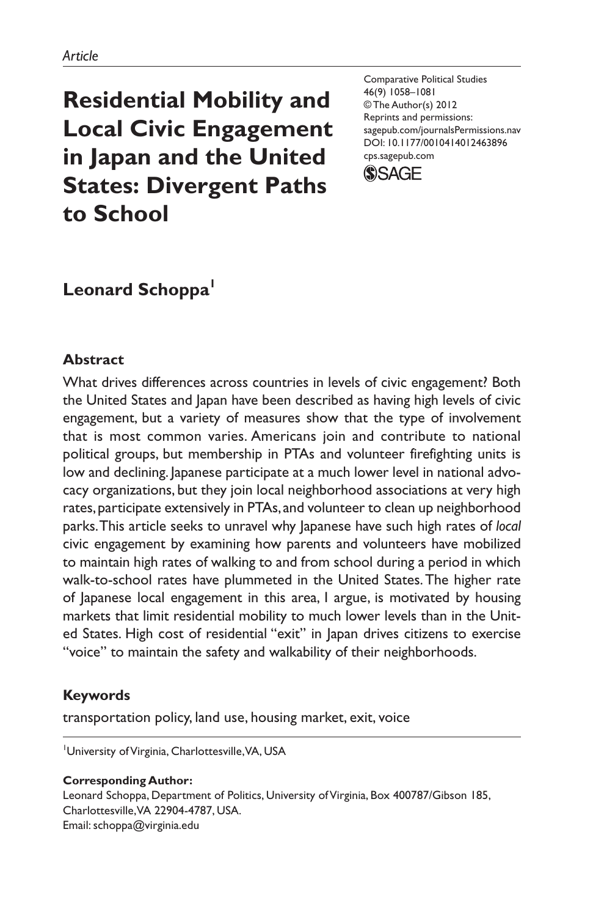*Article*

# Residential Mobility and Local Civic Engagement in Japan and the United States: Divergent Paths to School

Comparative Political Studies
46(9) 1058–1081
© The Author(s) 2012
Reprints and permissions:
sagepub.com/journalsPermissions.nav
DOI: 10.1177/0010414012463896
cps.sagepub.com

**Leonard Schoppa**[1]

## Abstract

What drives differences across countries in levels of civic engagement? Both the United States and Japan have been described as having high levels of civic engagement, but a variety of measures show that the type of involvement that is most common varies. Americans join and contribute to national political groups, but membership in PTAs and volunteer firefighting units is low and declining. Japanese participate at a much lower level in national advocacy organizations, but they join local neighborhood associations at very high rates, participate extensively in PTAs, and volunteer to clean up neighborhood parks. This article seeks to unravel why Japanese have such high rates of *local* civic engagement by examining how parents and volunteers have mobilized to maintain high rates of walking to and from school during a period in which walk-to-school rates have plummeted in the United States. The higher rate of Japanese local engagement in this area, I argue, is motivated by housing markets that limit residential mobility to much lower levels than in the United States. High cost of residential "exit" in Japan drives citizens to exercise "voice" to maintain the safety and walkability of their neighborhoods.

## Keywords

transportation policy, land use, housing market, exit, voice

[1]University of Virginia, Charlottesville, VA, USA

**Corresponding Author:**
Leonard Schoppa, Department of Politics, University of Virginia, Box 400787/Gibson 185, Charlottesville, VA 22904-4787, USA.
Email: schoppa@virginia.edu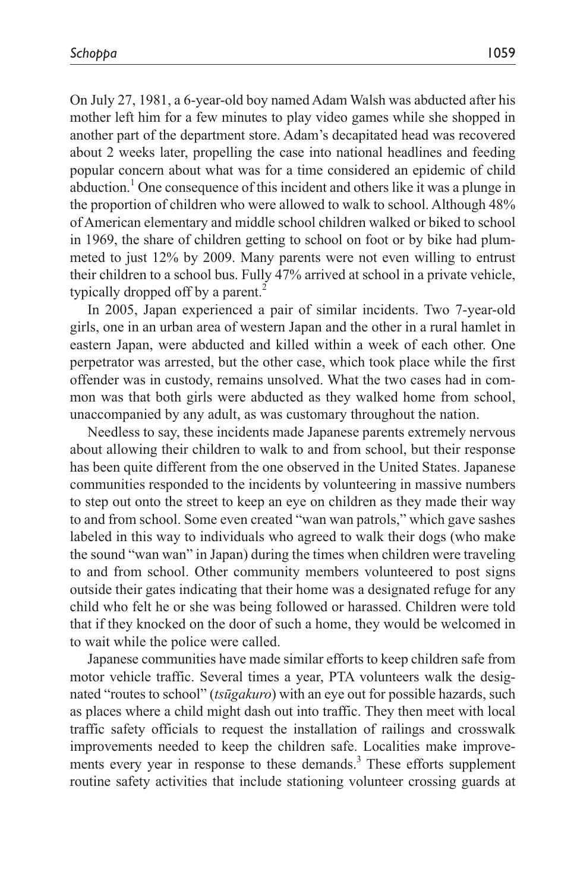On July 27, 1981, a 6-year-old boy named Adam Walsh was abducted after his mother left him for a few minutes to play video games while she shopped in another part of the department store. Adam's decapitated head was recovered about 2 weeks later, propelling the case into national headlines and feeding popular concern about what was for a time considered an epidemic of child abduction.[1] One consequence of this incident and others like it was a plunge in the proportion of children who were allowed to walk to school. Although 48% of American elementary and middle school children walked or biked to school in 1969, the share of children getting to school on foot or by bike had plummeted to just 12% by 2009. Many parents were not even willing to entrust their children to a school bus. Fully 47% arrived at school in a private vehicle, typically dropped off by a parent.[2]

In 2005, Japan experienced a pair of similar incidents. Two 7-year-old girls, one in an urban area of western Japan and the other in a rural hamlet in eastern Japan, were abducted and killed within a week of each other. One perpetrator was arrested, but the other case, which took place while the first offender was in custody, remains unsolved. What the two cases had in common was that both girls were abducted as they walked home from school, unaccompanied by any adult, as was customary throughout the nation.

Needless to say, these incidents made Japanese parents extremely nervous about allowing their children to walk to and from school, but their response has been quite different from the one observed in the United States. Japanese communities responded to the incidents by volunteering in massive numbers to step out onto the street to keep an eye on children as they made their way to and from school. Some even created "wan wan patrols," which gave sashes labeled in this way to individuals who agreed to walk their dogs (who make the sound "wan wan" in Japan) during the times when children were traveling to and from school. Other community members volunteered to post signs outside their gates indicating that their home was a designated refuge for any child who felt he or she was being followed or harassed. Children were told that if they knocked on the door of such a home, they would be welcomed in to wait while the police were called.

Japanese communities have made similar efforts to keep children safe from motor vehicle traffic. Several times a year, PTA volunteers walk the designated "routes to school" (*tsūgakuro*) with an eye out for possible hazards, such as places where a child might dash out into traffic. They then meet with local traffic safety officials to request the installation of railings and crosswalk improvements needed to keep the children safe. Localities make improvements every year in response to these demands.[3] These efforts supplement routine safety activities that include stationing volunteer crossing guards at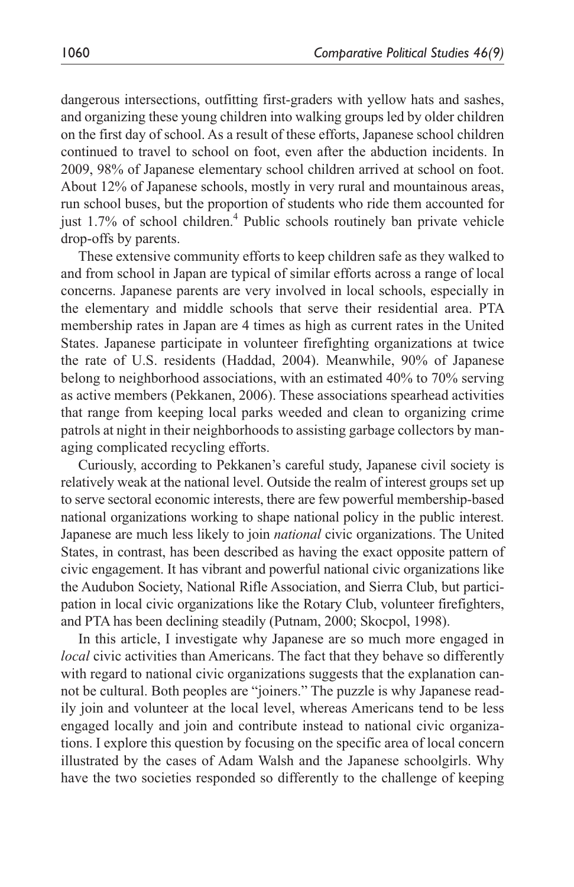dangerous intersections, outfitting first-graders with yellow hats and sashes, and organizing these young children into walking groups led by older children on the first day of school. As a result of these efforts, Japanese school children continued to travel to school on foot, even after the abduction incidents. In 2009, 98% of Japanese elementary school children arrived at school on foot. About 12% of Japanese schools, mostly in very rural and mountainous areas, run school buses, but the proportion of students who ride them accounted for just 1.7% of school children.[4] Public schools routinely ban private vehicle drop-offs by parents.

These extensive community efforts to keep children safe as they walked to and from school in Japan are typical of similar efforts across a range of local concerns. Japanese parents are very involved in local schools, especially in the elementary and middle schools that serve their residential area. PTA membership rates in Japan are 4 times as high as current rates in the United States. Japanese participate in volunteer firefighting organizations at twice the rate of U.S. residents (Haddad, 2004). Meanwhile, 90% of Japanese belong to neighborhood associations, with an estimated 40% to 70% serving as active members (Pekkanen, 2006). These associations spearhead activities that range from keeping local parks weeded and clean to organizing crime patrols at night in their neighborhoods to assisting garbage collectors by managing complicated recycling efforts.

Curiously, according to Pekkanen's careful study, Japanese civil society is relatively weak at the national level. Outside the realm of interest groups set up to serve sectoral economic interests, there are few powerful membership-based national organizations working to shape national policy in the public interest. Japanese are much less likely to join *national* civic organizations. The United States, in contrast, has been described as having the exact opposite pattern of civic engagement. It has vibrant and powerful national civic organizations like the Audubon Society, National Rifle Association, and Sierra Club, but participation in local civic organizations like the Rotary Club, volunteer firefighters, and PTA has been declining steadily (Putnam, 2000; Skocpol, 1998).

In this article, I investigate why Japanese are so much more engaged in *local* civic activities than Americans. The fact that they behave so differently with regard to national civic organizations suggests that the explanation cannot be cultural. Both peoples are "joiners." The puzzle is why Japanese readily join and volunteer at the local level, whereas Americans tend to be less engaged locally and join and contribute instead to national civic organizations. I explore this question by focusing on the specific area of local concern illustrated by the cases of Adam Walsh and the Japanese schoolgirls. Why have the two societies responded so differently to the challenge of keeping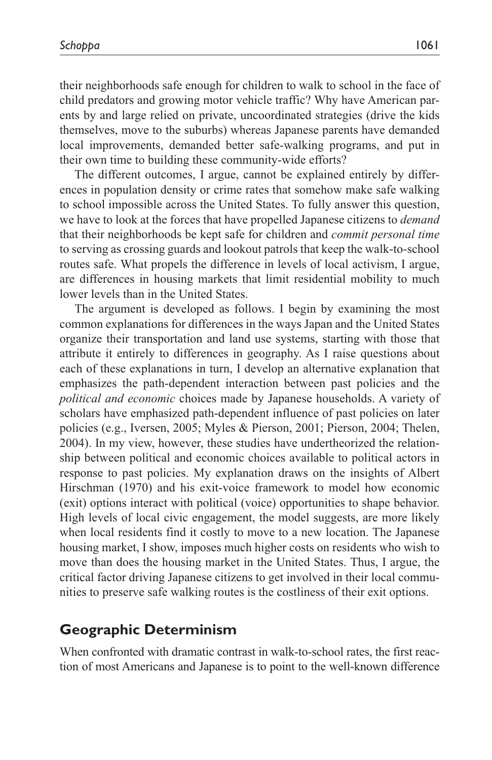their neighborhoods safe enough for children to walk to school in the face of child predators and growing motor vehicle traffic? Why have American parents by and large relied on private, uncoordinated strategies (drive the kids themselves, move to the suburbs) whereas Japanese parents have demanded local improvements, demanded better safe-walking programs, and put in their own time to building these community-wide efforts?

The different outcomes, I argue, cannot be explained entirely by differences in population density or crime rates that somehow make safe walking to school impossible across the United States. To fully answer this question, we have to look at the forces that have propelled Japanese citizens to *demand* that their neighborhoods be kept safe for children and *commit personal time* to serving as crossing guards and lookout patrols that keep the walk-to-school routes safe. What propels the difference in levels of local activism, I argue, are differences in housing markets that limit residential mobility to much lower levels than in the United States.

The argument is developed as follows. I begin by examining the most common explanations for differences in the ways Japan and the United States organize their transportation and land use systems, starting with those that attribute it entirely to differences in geography. As I raise questions about each of these explanations in turn, I develop an alternative explanation that emphasizes the path-dependent interaction between past policies and the *political and economic* choices made by Japanese households. A variety of scholars have emphasized path-dependent influence of past policies on later policies (e.g., Iversen, 2005; Myles & Pierson, 2001; Pierson, 2004; Thelen, 2004). In my view, however, these studies have undertheorized the relationship between political and economic choices available to political actors in response to past policies. My explanation draws on the insights of Albert Hirschman (1970) and his exit-voice framework to model how economic (exit) options interact with political (voice) opportunities to shape behavior. High levels of local civic engagement, the model suggests, are more likely when local residents find it costly to move to a new location. The Japanese housing market, I show, imposes much higher costs on residents who wish to move than does the housing market in the United States. Thus, I argue, the critical factor driving Japanese citizens to get involved in their local communities to preserve safe walking routes is the costliness of their exit options.

## Geographic Determinism

When confronted with dramatic contrast in walk-to-school rates, the first reaction of most Americans and Japanese is to point to the well-known difference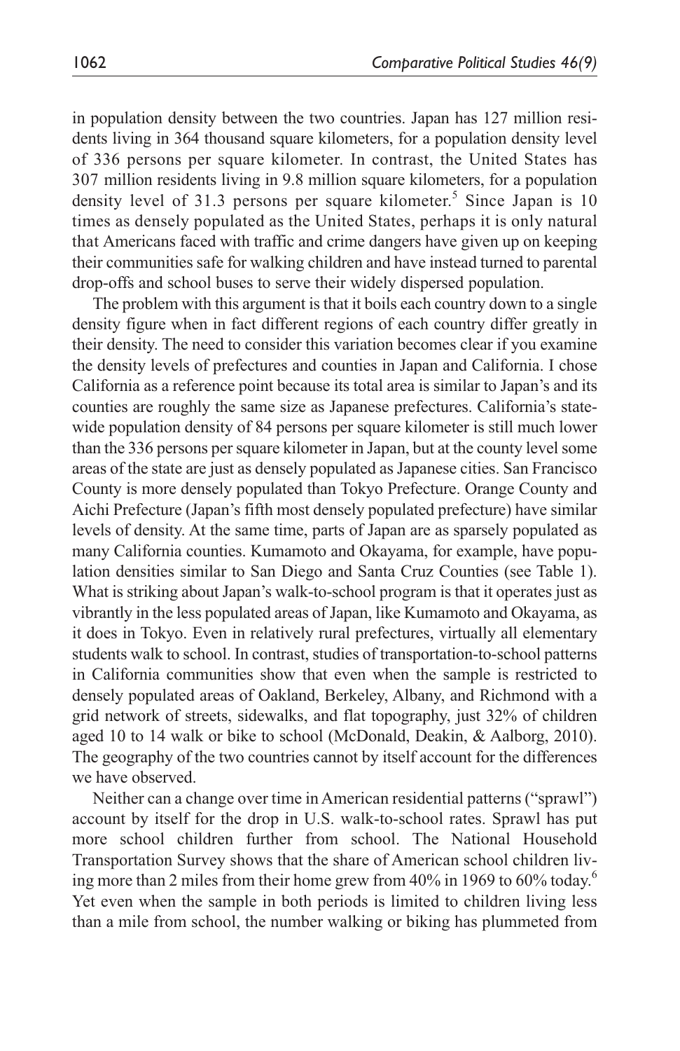in population density between the two countries. Japan has 127 million residents living in 364 thousand square kilometers, for a population density level of 336 persons per square kilometer. In contrast, the United States has 307 million residents living in 9.8 million square kilometers, for a population density level of 31.3 persons per square kilometer.[5] Since Japan is 10 times as densely populated as the United States, perhaps it is only natural that Americans faced with traffic and crime dangers have given up on keeping their communities safe for walking children and have instead turned to parental drop-offs and school buses to serve their widely dispersed population.

The problem with this argument is that it boils each country down to a single density figure when in fact different regions of each country differ greatly in their density. The need to consider this variation becomes clear if you examine the density levels of prefectures and counties in Japan and California. I chose California as a reference point because its total area is similar to Japan's and its counties are roughly the same size as Japanese prefectures. California's statewide population density of 84 persons per square kilometer is still much lower than the 336 persons per square kilometer in Japan, but at the county level some areas of the state are just as densely populated as Japanese cities. San Francisco County is more densely populated than Tokyo Prefecture. Orange County and Aichi Prefecture (Japan's fifth most densely populated prefecture) have similar levels of density. At the same time, parts of Japan are as sparsely populated as many California counties. Kumamoto and Okayama, for example, have population densities similar to San Diego and Santa Cruz Counties (see Table 1). What is striking about Japan's walk-to-school program is that it operates just as vibrantly in the less populated areas of Japan, like Kumamoto and Okayama, as it does in Tokyo. Even in relatively rural prefectures, virtually all elementary students walk to school. In contrast, studies of transportation-to-school patterns in California communities show that even when the sample is restricted to densely populated areas of Oakland, Berkeley, Albany, and Richmond with a grid network of streets, sidewalks, and flat topography, just 32% of children aged 10 to 14 walk or bike to school (McDonald, Deakin, & Aalborg, 2010). The geography of the two countries cannot by itself account for the differences we have observed.

Neither can a change over time in American residential patterns ("sprawl") account by itself for the drop in U.S. walk-to-school rates. Sprawl has put more school children further from school. The National Household Transportation Survey shows that the share of American school children living more than 2 miles from their home grew from 40% in 1969 to 60% today.[6] Yet even when the sample in both periods is limited to children living less than a mile from school, the number walking or biking has plummeted from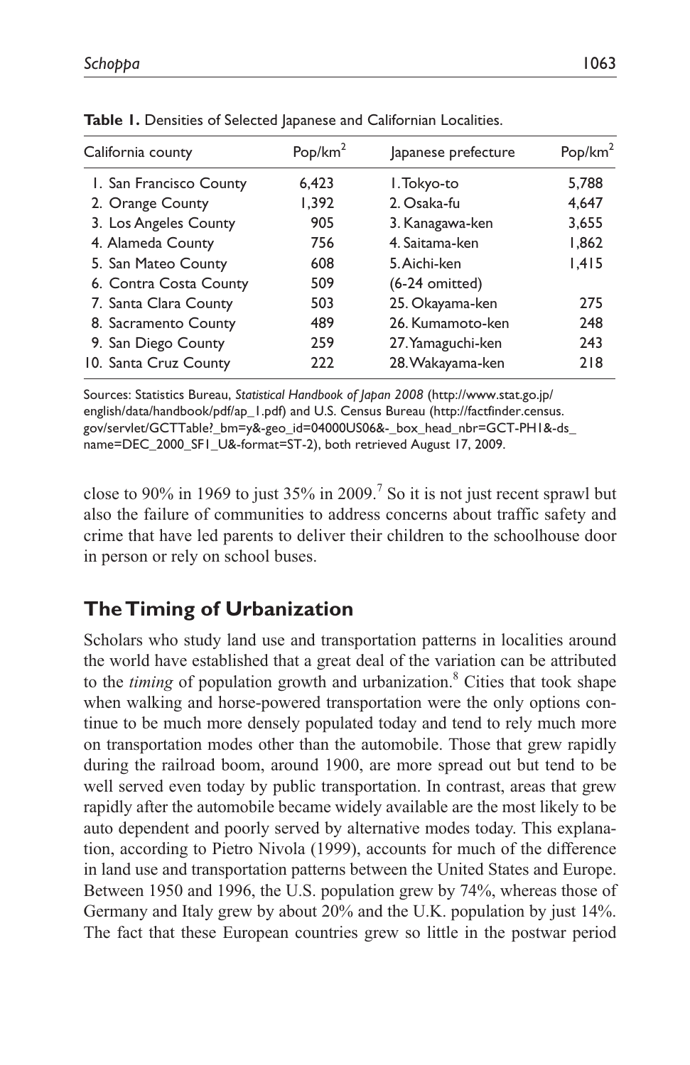**Table 1.** Densities of Selected Japanese and Californian Localities.

| California county | Pop/km$^2$ | Japanese prefecture | Pop/km$^2$ |
|---|---|---|---|
| 1. San Francisco County | 6,423 | 1. Tokyo-to | 5,788 |
| 2. Orange County | 1,392 | 2. Osaka-fu | 4,647 |
| 3. Los Angeles County | 905 | 3. Kanagawa-ken | 3,655 |
| 4. Alameda County | 756 | 4. Saitama-ken | 1,862 |
| 5. San Mateo County | 608 | 5. Aichi-ken | 1,415 |
| 6. Contra Costa County | 509 | (6-24 omitted) | |
| 7. Santa Clara County | 503 | 25. Okayama-ken | 275 |
| 8. Sacramento County | 489 | 26. Kumamoto-ken | 248 |
| 9. San Diego County | 259 | 27. Yamaguchi-ken | 243 |
| 10. Santa Cruz County | 222 | 28. Wakayama-ken | 218 |

Sources: Statistics Bureau, *Statistical Handbook of Japan 2008* (http://www.stat.go.jp/english/data/handbook/pdf/ap_1.pdf) and U.S. Census Bureau (http://factfinder.census.gov/servlet/GCTTable?_bm=y&-geo_id=04000US06&-_box_head_nbr=GCT-PH1&-ds_name=DEC_2000_SF1_U&-format=ST-2), both retrieved August 17, 2009.

close to 90% in 1969 to just 35% in 2009.[7] So it is not just recent sprawl but also the failure of communities to address concerns about traffic safety and crime that have led parents to deliver their children to the schoolhouse door in person or rely on school buses.

## The Timing of Urbanization

Scholars who study land use and transportation patterns in localities around the world have established that a great deal of the variation can be attributed to the *timing* of population growth and urbanization.[8] Cities that took shape when walking and horse-powered transportation were the only options continue to be much more densely populated today and tend to rely much more on transportation modes other than the automobile. Those that grew rapidly during the railroad boom, around 1900, are more spread out but tend to be well served even today by public transportation. In contrast, areas that grew rapidly after the automobile became widely available are the most likely to be auto dependent and poorly served by alternative modes today. This explanation, according to Pietro Nivola (1999), accounts for much of the difference in land use and transportation patterns between the United States and Europe. Between 1950 and 1996, the U.S. population grew by 74%, whereas those of Germany and Italy grew by about 20% and the U.K. population by just 14%. The fact that these European countries grew so little in the postwar period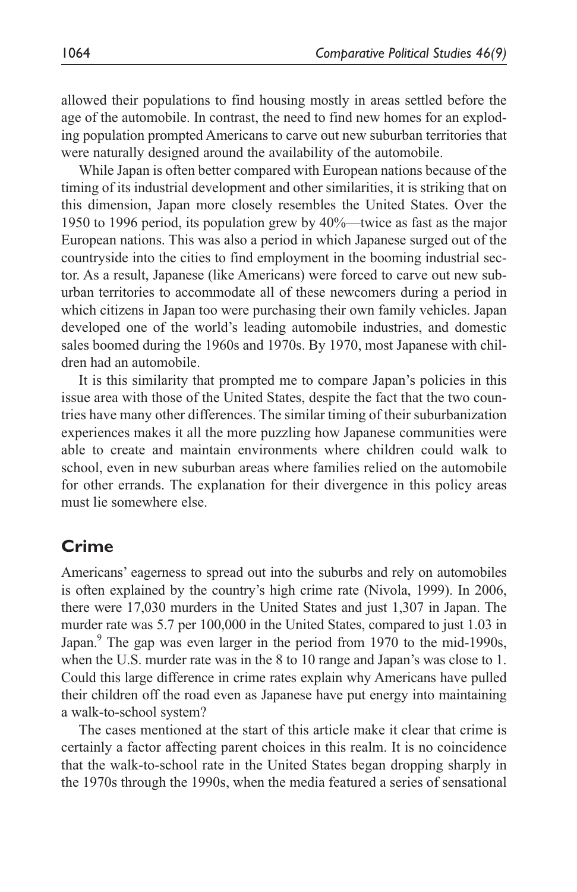allowed their populations to find housing mostly in areas settled before the age of the automobile. In contrast, the need to find new homes for an exploding population prompted Americans to carve out new suburban territories that were naturally designed around the availability of the automobile.

While Japan is often better compared with European nations because of the timing of its industrial development and other similarities, it is striking that on this dimension, Japan more closely resembles the United States. Over the 1950 to 1996 period, its population grew by 40%—twice as fast as the major European nations. This was also a period in which Japanese surged out of the countryside into the cities to find employment in the booming industrial sector. As a result, Japanese (like Americans) were forced to carve out new suburban territories to accommodate all of these newcomers during a period in which citizens in Japan too were purchasing their own family vehicles. Japan developed one of the world's leading automobile industries, and domestic sales boomed during the 1960s and 1970s. By 1970, most Japanese with children had an automobile.

It is this similarity that prompted me to compare Japan's policies in this issue area with those of the United States, despite the fact that the two countries have many other differences. The similar timing of their suburbanization experiences makes it all the more puzzling how Japanese communities were able to create and maintain environments where children could walk to school, even in new suburban areas where families relied on the automobile for other errands. The explanation for their divergence in this policy areas must lie somewhere else.

## Crime

Americans' eagerness to spread out into the suburbs and rely on automobiles is often explained by the country's high crime rate (Nivola, 1999). In 2006, there were 17,030 murders in the United States and just 1,307 in Japan. The murder rate was 5.7 per 100,000 in the United States, compared to just 1.03 in Japan.[9] The gap was even larger in the period from 1970 to the mid-1990s, when the U.S. murder rate was in the 8 to 10 range and Japan's was close to 1. Could this large difference in crime rates explain why Americans have pulled their children off the road even as Japanese have put energy into maintaining a walk-to-school system?

The cases mentioned at the start of this article make it clear that crime is certainly a factor affecting parent choices in this realm. It is no coincidence that the walk-to-school rate in the United States began dropping sharply in the 1970s through the 1990s, when the media featured a series of sensational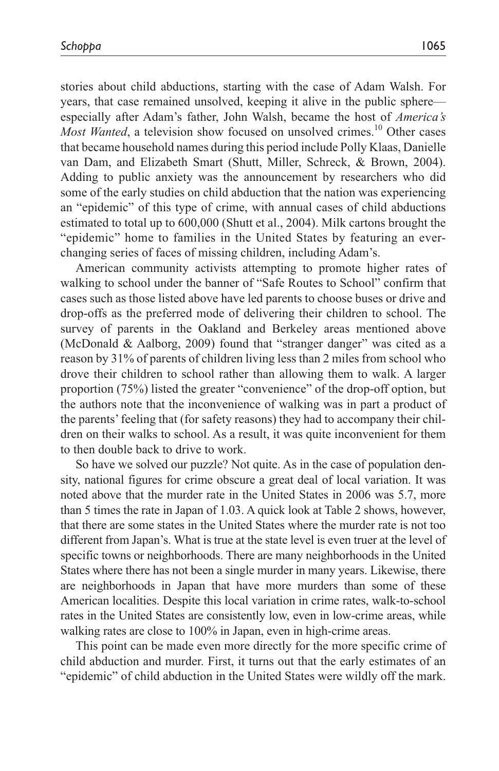stories about child abductions, starting with the case of Adam Walsh. For years, that case remained unsolved, keeping it alive in the public sphere—especially after Adam's father, John Walsh, became the host of *America's Most Wanted*, a television show focused on unsolved crimes.[10] Other cases that became household names during this period include Polly Klaas, Danielle van Dam, and Elizabeth Smart (Shutt, Miller, Schreck, & Brown, 2004). Adding to public anxiety was the announcement by researchers who did some of the early studies on child abduction that the nation was experiencing an "epidemic" of this type of crime, with annual cases of child abductions estimated to total up to 600,000 (Shutt et al., 2004). Milk cartons brought the "epidemic" home to families in the United States by featuring an ever-changing series of faces of missing children, including Adam's.

American community activists attempting to promote higher rates of walking to school under the banner of "Safe Routes to School" confirm that cases such as those listed above have led parents to choose buses or drive and drop-offs as the preferred mode of delivering their children to school. The survey of parents in the Oakland and Berkeley areas mentioned above (McDonald & Aalborg, 2009) found that "stranger danger" was cited as a reason by 31% of parents of children living less than 2 miles from school who drove their children to school rather than allowing them to walk. A larger proportion (75%) listed the greater "convenience" of the drop-off option, but the authors note that the inconvenience of walking was in part a product of the parents' feeling that (for safety reasons) they had to accompany their children on their walks to school. As a result, it was quite inconvenient for them to then double back to drive to work.

So have we solved our puzzle? Not quite. As in the case of population density, national figures for crime obscure a great deal of local variation. It was noted above that the murder rate in the United States in 2006 was 5.7, more than 5 times the rate in Japan of 1.03. A quick look at Table 2 shows, however, that there are some states in the United States where the murder rate is not too different from Japan's. What is true at the state level is even truer at the level of specific towns or neighborhoods. There are many neighborhoods in the United States where there has not been a single murder in many years. Likewise, there are neighborhoods in Japan that have more murders than some of these American localities. Despite this local variation in crime rates, walk-to-school rates in the United States are consistently low, even in low-crime areas, while walking rates are close to 100% in Japan, even in high-crime areas.

This point can be made even more directly for the more specific crime of child abduction and murder. First, it turns out that the early estimates of an "epidemic" of child abduction in the United States were wildly off the mark.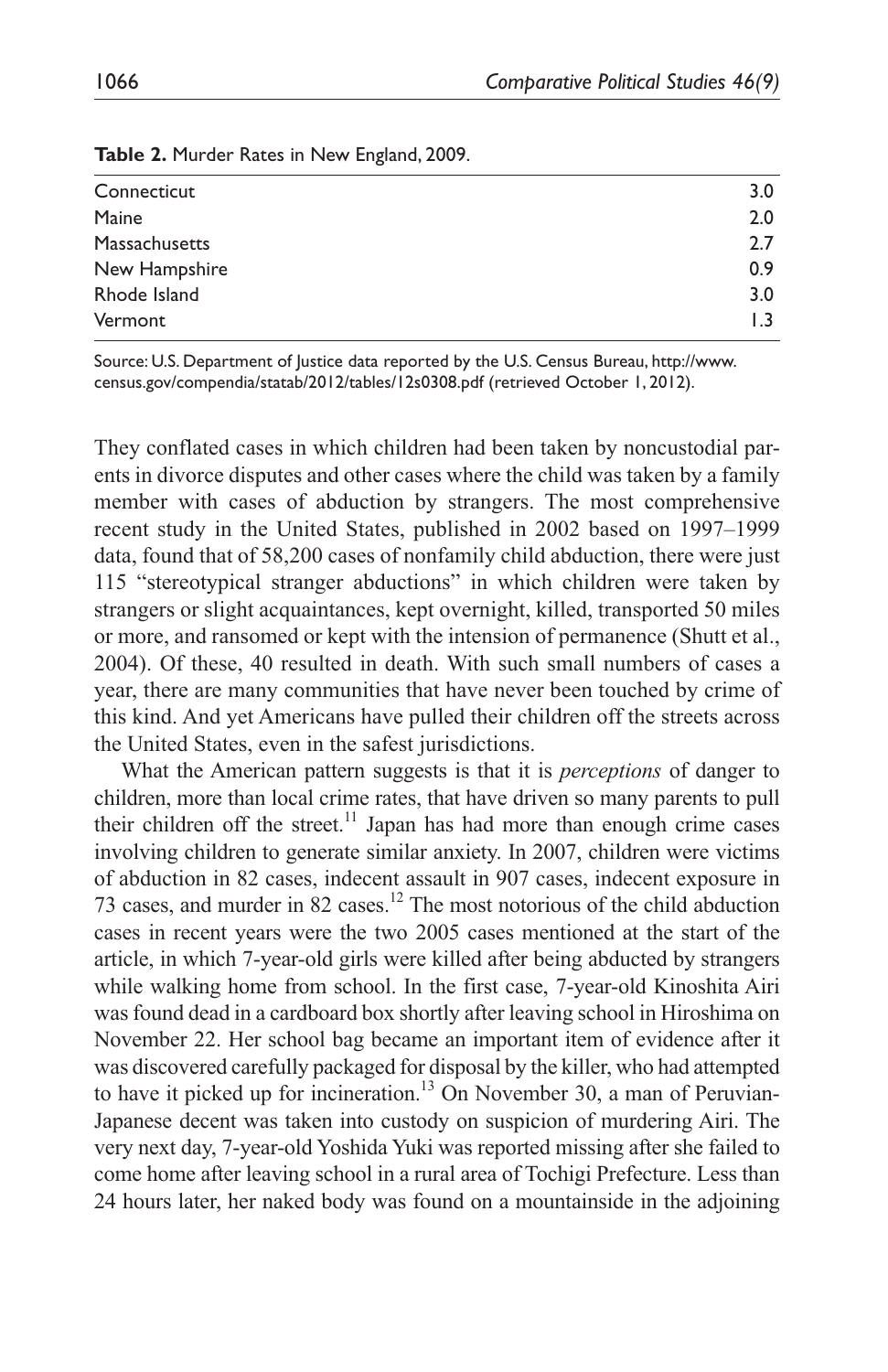**Table 2.** Murder Rates in New England, 2009.

| State | Rate |
|---|---|
| Connecticut | 3.0 |
| Maine | 2.0 |
| Massachusetts | 2.7 |
| New Hampshire | 0.9 |
| Rhode Island | 3.0 |
| Vermont | 1.3 |

Source: U.S. Department of Justice data reported by the U.S. Census Bureau, http://www.census.gov/compendia/statab/2012/tables/12s0308.pdf (retrieved October 1, 2012).

They conflated cases in which children had been taken by noncustodial parents in divorce disputes and other cases where the child was taken by a family member with cases of abduction by strangers. The most comprehensive recent study in the United States, published in 2002 based on 1997–1999 data, found that of 58,200 cases of nonfamily child abduction, there were just 115 "stereotypical stranger abductions" in which children were taken by strangers or slight acquaintances, kept overnight, killed, transported 50 miles or more, and ransomed or kept with the intension of permanence (Shutt et al., 2004). Of these, 40 resulted in death. With such small numbers of cases a year, there are many communities that have never been touched by crime of this kind. And yet Americans have pulled their children off the streets across the United States, even in the safest jurisdictions.

What the American pattern suggests is that it is *perceptions* of danger to children, more than local crime rates, that have driven so many parents to pull their children off the street.[11] Japan has had more than enough crime cases involving children to generate similar anxiety. In 2007, children were victims of abduction in 82 cases, indecent assault in 907 cases, indecent exposure in 73 cases, and murder in 82 cases.[12] The most notorious of the child abduction cases in recent years were the two 2005 cases mentioned at the start of the article, in which 7-year-old girls were killed after being abducted by strangers while walking home from school. In the first case, 7-year-old Kinoshita Airi was found dead in a cardboard box shortly after leaving school in Hiroshima on November 22. Her school bag became an important item of evidence after it was discovered carefully packaged for disposal by the killer, who had attempted to have it picked up for incineration.[13] On November 30, a man of Peruvian-Japanese decent was taken into custody on suspicion of murdering Airi. The very next day, 7-year-old Yoshida Yuki was reported missing after she failed to come home after leaving school in a rural area of Tochigi Prefecture. Less than 24 hours later, her naked body was found on a mountainside in the adjoining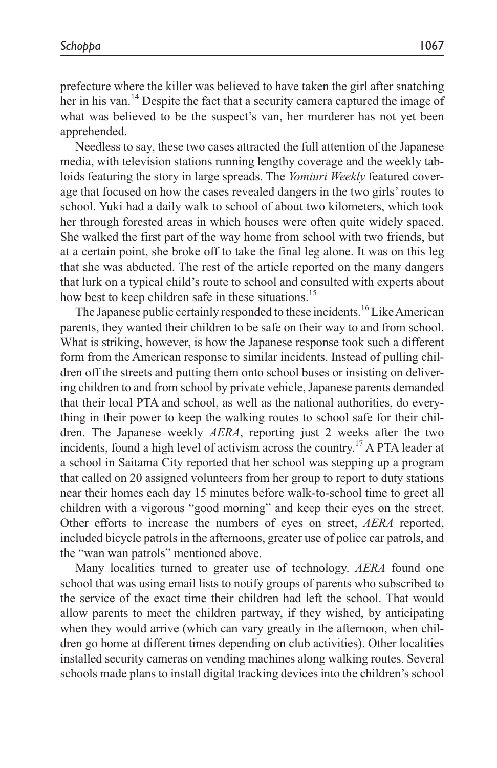prefecture where the killer was believed to have taken the girl after snatching her in his van.[14] Despite the fact that a security camera captured the image of what was believed to be the suspect's van, her murderer has not yet been apprehended.

Needless to say, these two cases attracted the full attention of the Japanese media, with television stations running lengthy coverage and the weekly tabloids featuring the story in large spreads. The *Yomiuri Weekly* featured coverage that focused on how the cases revealed dangers in the two girls' routes to school. Yuki had a daily walk to school of about two kilometers, which took her through forested areas in which houses were often quite widely spaced. She walked the first part of the way home from school with two friends, but at a certain point, she broke off to take the final leg alone. It was on this leg that she was abducted. The rest of the article reported on the many dangers that lurk on a typical child's route to school and consulted with experts about how best to keep children safe in these situations.[15]

The Japanese public certainly responded to these incidents.[16] Like American parents, they wanted their children to be safe on their way to and from school. What is striking, however, is how the Japanese response took such a different form from the American response to similar incidents. Instead of pulling children off the streets and putting them onto school buses or insisting on delivering children to and from school by private vehicle, Japanese parents demanded that their local PTA and school, as well as the national authorities, do everything in their power to keep the walking routes to school safe for their children. The Japanese weekly *AERA*, reporting just 2 weeks after the two incidents, found a high level of activism across the country.[17] A PTA leader at a school in Saitama City reported that her school was stepping up a program that called on 20 assigned volunteers from her group to report to duty stations near their homes each day 15 minutes before walk-to-school time to greet all children with a vigorous "good morning" and keep their eyes on the street. Other efforts to increase the numbers of eyes on street, *AERA* reported, included bicycle patrols in the afternoons, greater use of police car patrols, and the "wan wan patrols" mentioned above.

Many localities turned to greater use of technology. *AERA* found one school that was using email lists to notify groups of parents who subscribed to the service of the exact time their children had left the school. That would allow parents to meet the children partway, if they wished, by anticipating when they would arrive (which can vary greatly in the afternoon, when children go home at different times depending on club activities). Other localities installed security cameras on vending machines along walking routes. Several schools made plans to install digital tracking devices into the children's school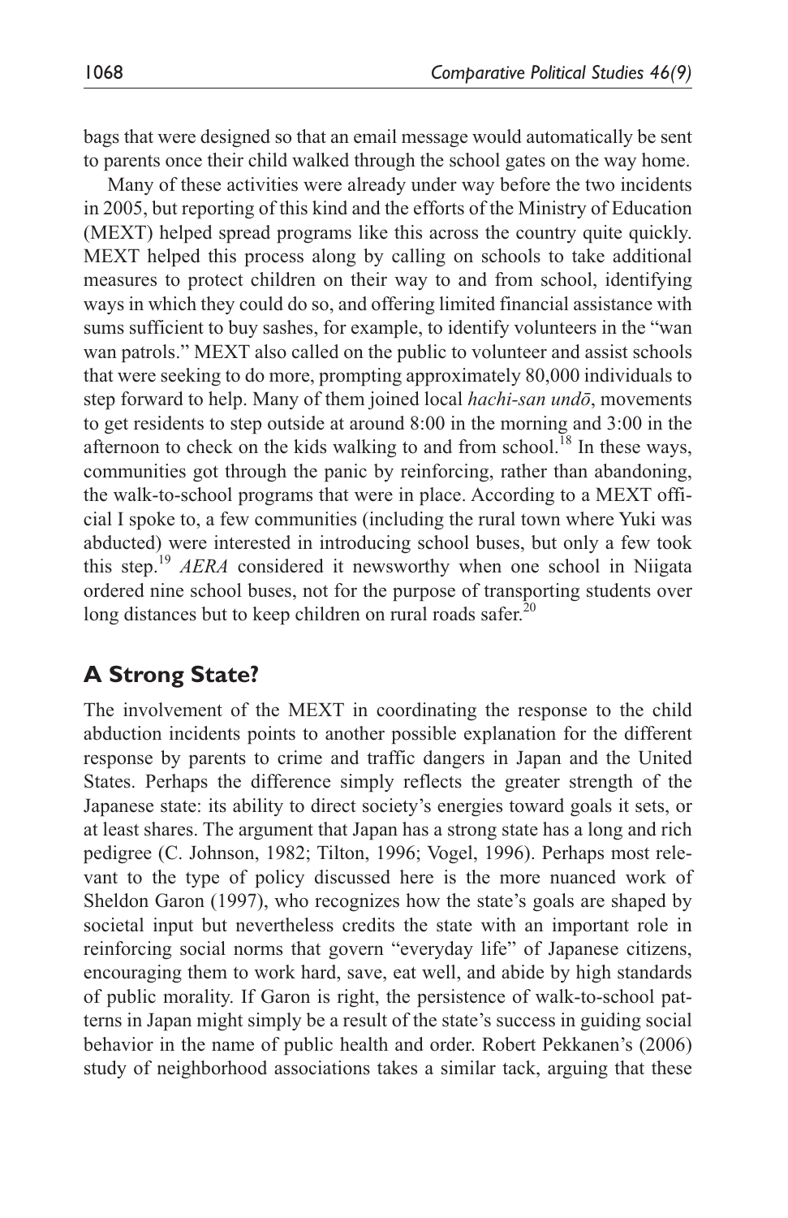bags that were designed so that an email message would automatically be sent to parents once their child walked through the school gates on the way home.

Many of these activities were already under way before the two incidents in 2005, but reporting of this kind and the efforts of the Ministry of Education (MEXT) helped spread programs like this across the country quite quickly. MEXT helped this process along by calling on schools to take additional measures to protect children on their way to and from school, identifying ways in which they could do so, and offering limited financial assistance with sums sufficient to buy sashes, for example, to identify volunteers in the "wan wan patrols." MEXT also called on the public to volunteer and assist schools that were seeking to do more, prompting approximately 80,000 individuals to step forward to help. Many of them joined local *hachi-san undō*, movements to get residents to step outside at around 8:00 in the morning and 3:00 in the afternoon to check on the kids walking to and from school.[18] In these ways, communities got through the panic by reinforcing, rather than abandoning, the walk-to-school programs that were in place. According to a MEXT official I spoke to, a few communities (including the rural town where Yuki was abducted) were interested in introducing school buses, but only a few took this step.[19] *AERA* considered it newsworthy when one school in Niigata ordered nine school buses, not for the purpose of transporting students over long distances but to keep children on rural roads safer.[20]

## A Strong State?

The involvement of the MEXT in coordinating the response to the child abduction incidents points to another possible explanation for the different response by parents to crime and traffic dangers in Japan and the United States. Perhaps the difference simply reflects the greater strength of the Japanese state: its ability to direct society's energies toward goals it sets, or at least shares. The argument that Japan has a strong state has a long and rich pedigree (C. Johnson, 1982; Tilton, 1996; Vogel, 1996). Perhaps most relevant to the type of policy discussed here is the more nuanced work of Sheldon Garon (1997), who recognizes how the state's goals are shaped by societal input but nevertheless credits the state with an important role in reinforcing social norms that govern "everyday life" of Japanese citizens, encouraging them to work hard, save, eat well, and abide by high standards of public morality. If Garon is right, the persistence of walk-to-school patterns in Japan might simply be a result of the state's success in guiding social behavior in the name of public health and order. Robert Pekkanen's (2006) study of neighborhood associations takes a similar tack, arguing that these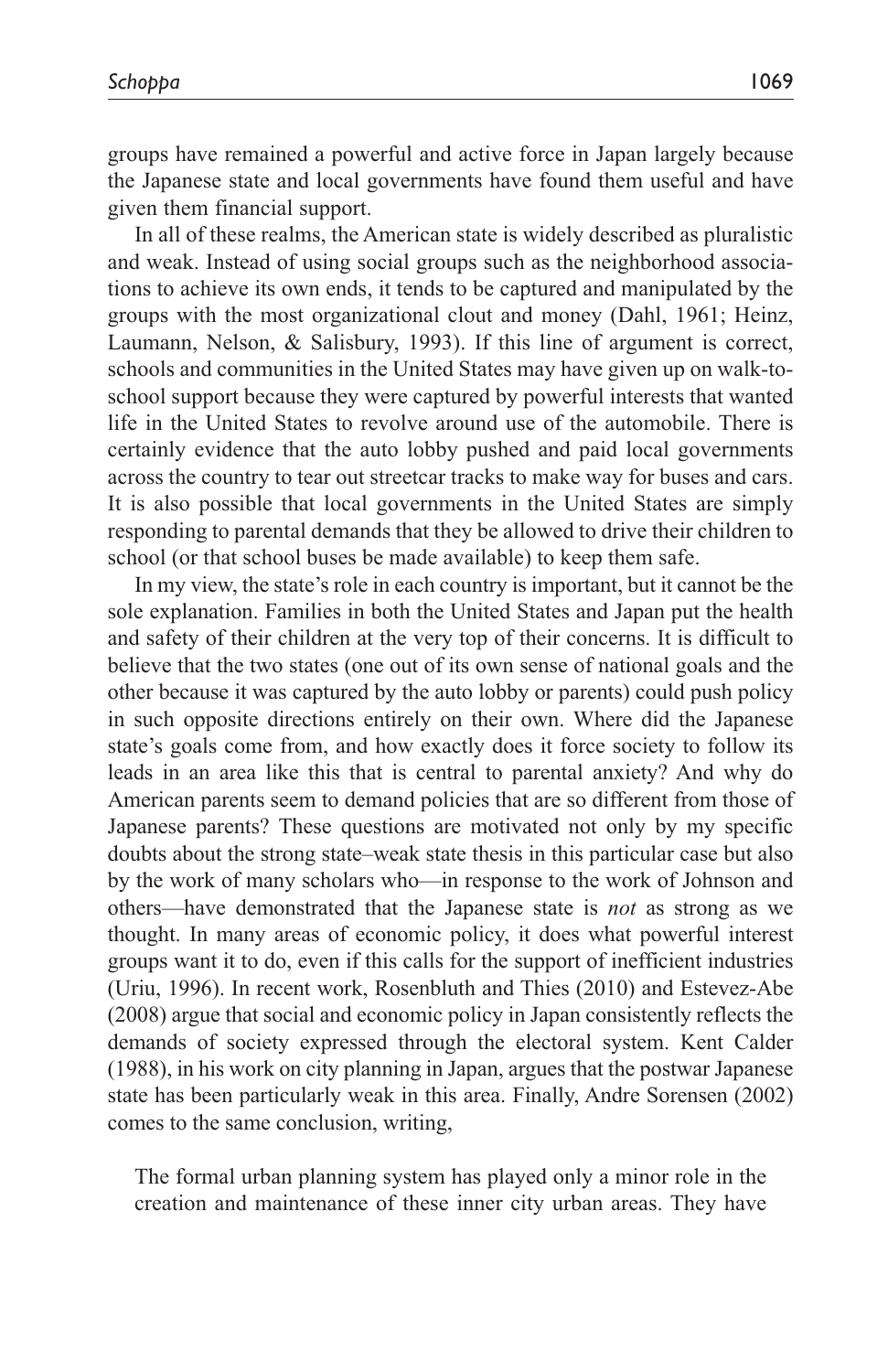groups have remained a powerful and active force in Japan largely because the Japanese state and local governments have found them useful and have given them financial support.

In all of these realms, the American state is widely described as pluralistic and weak. Instead of using social groups such as the neighborhood associations to achieve its own ends, it tends to be captured and manipulated by the groups with the most organizational clout and money (Dahl, 1961; Heinz, Laumann, Nelson, & Salisbury, 1993). If this line of argument is correct, schools and communities in the United States may have given up on walk-to-school support because they were captured by powerful interests that wanted life in the United States to revolve around use of the automobile. There is certainly evidence that the auto lobby pushed and paid local governments across the country to tear out streetcar tracks to make way for buses and cars. It is also possible that local governments in the United States are simply responding to parental demands that they be allowed to drive their children to school (or that school buses be made available) to keep them safe.

In my view, the state's role in each country is important, but it cannot be the sole explanation. Families in both the United States and Japan put the health and safety of their children at the very top of their concerns. It is difficult to believe that the two states (one out of its own sense of national goals and the other because it was captured by the auto lobby or parents) could push policy in such opposite directions entirely on their own. Where did the Japanese state's goals come from, and how exactly does it force society to follow its leads in an area like this that is central to parental anxiety? And why do American parents seem to demand policies that are so different from those of Japanese parents? These questions are motivated not only by my specific doubts about the strong state–weak state thesis in this particular case but also by the work of many scholars who—in response to the work of Johnson and others—have demonstrated that the Japanese state is *not* as strong as we thought. In many areas of economic policy, it does what powerful interest groups want it to do, even if this calls for the support of inefficient industries (Uriu, 1996). In recent work, Rosenbluth and Thies (2010) and Estevez-Abe (2008) argue that social and economic policy in Japan consistently reflects the demands of society expressed through the electoral system. Kent Calder (1988), in his work on city planning in Japan, argues that the postwar Japanese state has been particularly weak in this area. Finally, Andre Sorensen (2002) comes to the same conclusion, writing,

> The formal urban planning system has played only a minor role in the creation and maintenance of these inner city urban areas. They have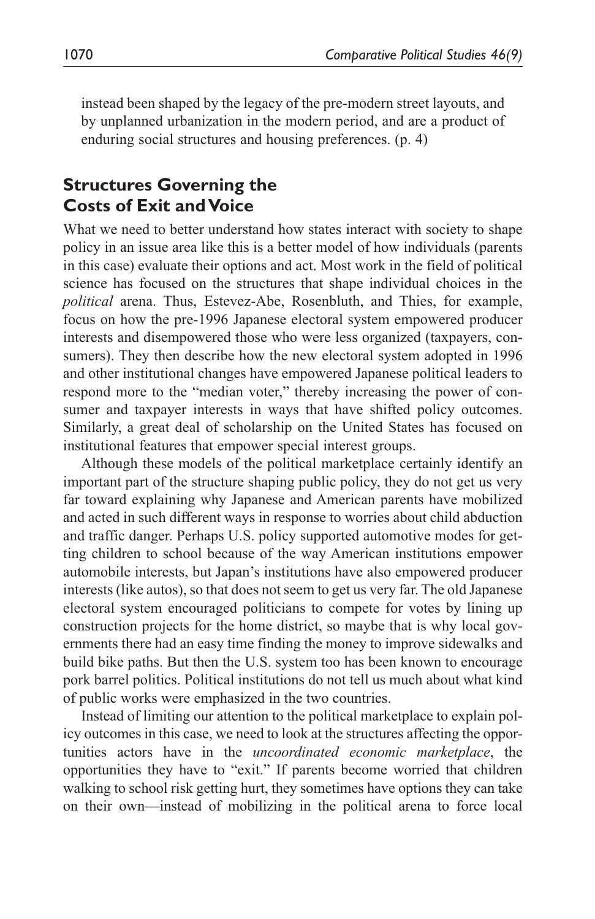instead been shaped by the legacy of the pre-modern street layouts, and by unplanned urbanization in the modern period, and are a product of enduring social structures and housing preferences. (p. 4)

## Structures Governing the Costs of Exit and Voice

What we need to better understand how states interact with society to shape policy in an issue area like this is a better model of how individuals (parents in this case) evaluate their options and act. Most work in the field of political science has focused on the structures that shape individual choices in the *political* arena. Thus, Estevez-Abe, Rosenbluth, and Thies, for example, focus on how the pre-1996 Japanese electoral system empowered producer interests and disempowered those who were less organized (taxpayers, consumers). They then describe how the new electoral system adopted in 1996 and other institutional changes have empowered Japanese political leaders to respond more to the "median voter," thereby increasing the power of consumer and taxpayer interests in ways that have shifted policy outcomes. Similarly, a great deal of scholarship on the United States has focused on institutional features that empower special interest groups.

Although these models of the political marketplace certainly identify an important part of the structure shaping public policy, they do not get us very far toward explaining why Japanese and American parents have mobilized and acted in such different ways in response to worries about child abduction and traffic danger. Perhaps U.S. policy supported automotive modes for getting children to school because of the way American institutions empower automobile interests, but Japan's institutions have also empowered producer interests (like autos), so that does not seem to get us very far. The old Japanese electoral system encouraged politicians to compete for votes by lining up construction projects for the home district, so maybe that is why local governments there had an easy time finding the money to improve sidewalks and build bike paths. But then the U.S. system too has been known to encourage pork barrel politics. Political institutions do not tell us much about what kind of public works were emphasized in the two countries.

Instead of limiting our attention to the political marketplace to explain policy outcomes in this case, we need to look at the structures affecting the opportunities actors have in the *uncoordinated economic marketplace*, the opportunities they have to "exit." If parents become worried that children walking to school risk getting hurt, they sometimes have options they can take on their own—instead of mobilizing in the political arena to force local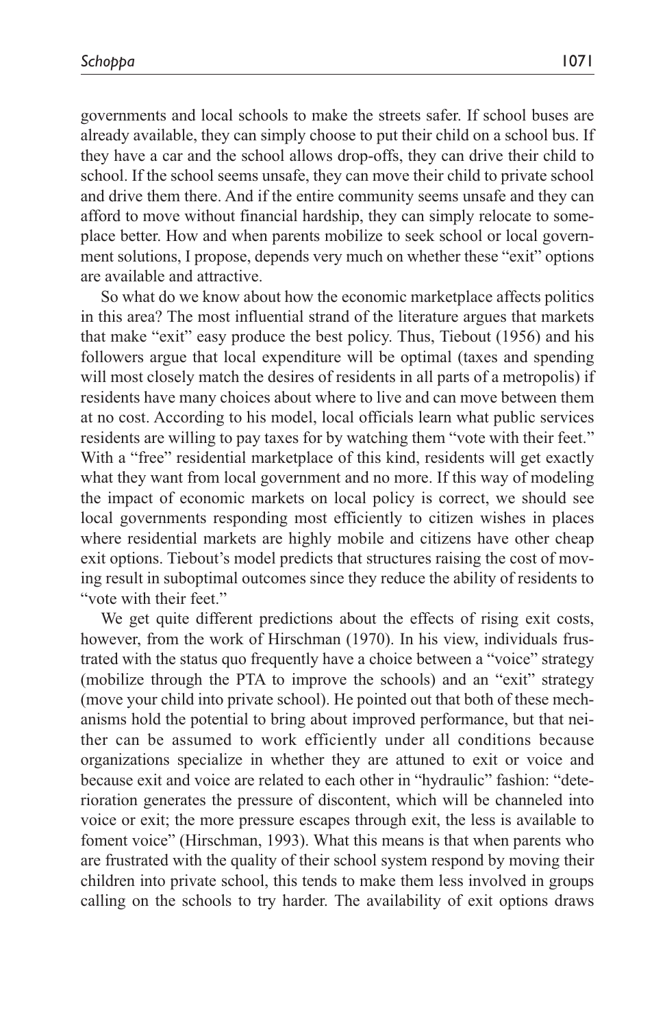governments and local schools to make the streets safer. If school buses are already available, they can simply choose to put their child on a school bus. If they have a car and the school allows drop-offs, they can drive their child to school. If the school seems unsafe, they can move their child to private school and drive them there. And if the entire community seems unsafe and they can afford to move without financial hardship, they can simply relocate to someplace better. How and when parents mobilize to seek school or local government solutions, I propose, depends very much on whether these "exit" options are available and attractive.

So what do we know about how the economic marketplace affects politics in this area? The most influential strand of the literature argues that markets that make "exit" easy produce the best policy. Thus, Tiebout (1956) and his followers argue that local expenditure will be optimal (taxes and spending will most closely match the desires of residents in all parts of a metropolis) if residents have many choices about where to live and can move between them at no cost. According to his model, local officials learn what public services residents are willing to pay taxes for by watching them "vote with their feet." With a "free" residential marketplace of this kind, residents will get exactly what they want from local government and no more. If this way of modeling the impact of economic markets on local policy is correct, we should see local governments responding most efficiently to citizen wishes in places where residential markets are highly mobile and citizens have other cheap exit options. Tiebout's model predicts that structures raising the cost of moving result in suboptimal outcomes since they reduce the ability of residents to "vote with their feet."

We get quite different predictions about the effects of rising exit costs, however, from the work of Hirschman (1970). In his view, individuals frustrated with the status quo frequently have a choice between a "voice" strategy (mobilize through the PTA to improve the schools) and an "exit" strategy (move your child into private school). He pointed out that both of these mechanisms hold the potential to bring about improved performance, but that neither can be assumed to work efficiently under all conditions because organizations specialize in whether they are attuned to exit or voice and because exit and voice are related to each other in "hydraulic" fashion: "deterioration generates the pressure of discontent, which will be channeled into voice or exit; the more pressure escapes through exit, the less is available to foment voice" (Hirschman, 1993). What this means is that when parents who are frustrated with the quality of their school system respond by moving their children into private school, this tends to make them less involved in groups calling on the schools to try harder. The availability of exit options draws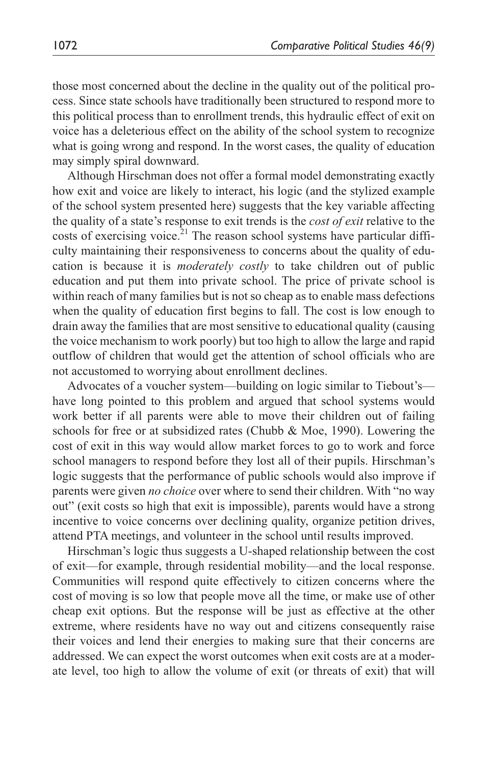those most concerned about the decline in the quality out of the political process. Since state schools have traditionally been structured to respond more to this political process than to enrollment trends, this hydraulic effect of exit on voice has a deleterious effect on the ability of the school system to recognize what is going wrong and respond. In the worst cases, the quality of education may simply spiral downward.

Although Hirschman does not offer a formal model demonstrating exactly how exit and voice are likely to interact, his logic (and the stylized example of the school system presented here) suggests that the key variable affecting the quality of a state's response to exit trends is the *cost of exit* relative to the costs of exercising voice.[21] The reason school systems have particular difficulty maintaining their responsiveness to concerns about the quality of education is because it is *moderately costly* to take children out of public education and put them into private school. The price of private school is within reach of many families but is not so cheap as to enable mass defections when the quality of education first begins to fall. The cost is low enough to drain away the families that are most sensitive to educational quality (causing the voice mechanism to work poorly) but too high to allow the large and rapid outflow of children that would get the attention of school officials who are not accustomed to worrying about enrollment declines.

Advocates of a voucher system—building on logic similar to Tiebout's—have long pointed to this problem and argued that school systems would work better if all parents were able to move their children out of failing schools for free or at subsidized rates (Chubb & Moe, 1990). Lowering the cost of exit in this way would allow market forces to go to work and force school managers to respond before they lost all of their pupils. Hirschman's logic suggests that the performance of public schools would also improve if parents were given *no choice* over where to send their children. With "no way out" (exit costs so high that exit is impossible), parents would have a strong incentive to voice concerns over declining quality, organize petition drives, attend PTA meetings, and volunteer in the school until results improved.

Hirschman's logic thus suggests a U-shaped relationship between the cost of exit—for example, through residential mobility—and the local response. Communities will respond quite effectively to citizen concerns where the cost of moving is so low that people move all the time, or make use of other cheap exit options. But the response will be just as effective at the other extreme, where residents have no way out and citizens consequently raise their voices and lend their energies to making sure that their concerns are addressed. We can expect the worst outcomes when exit costs are at a moderate level, too high to allow the volume of exit (or threats of exit) that will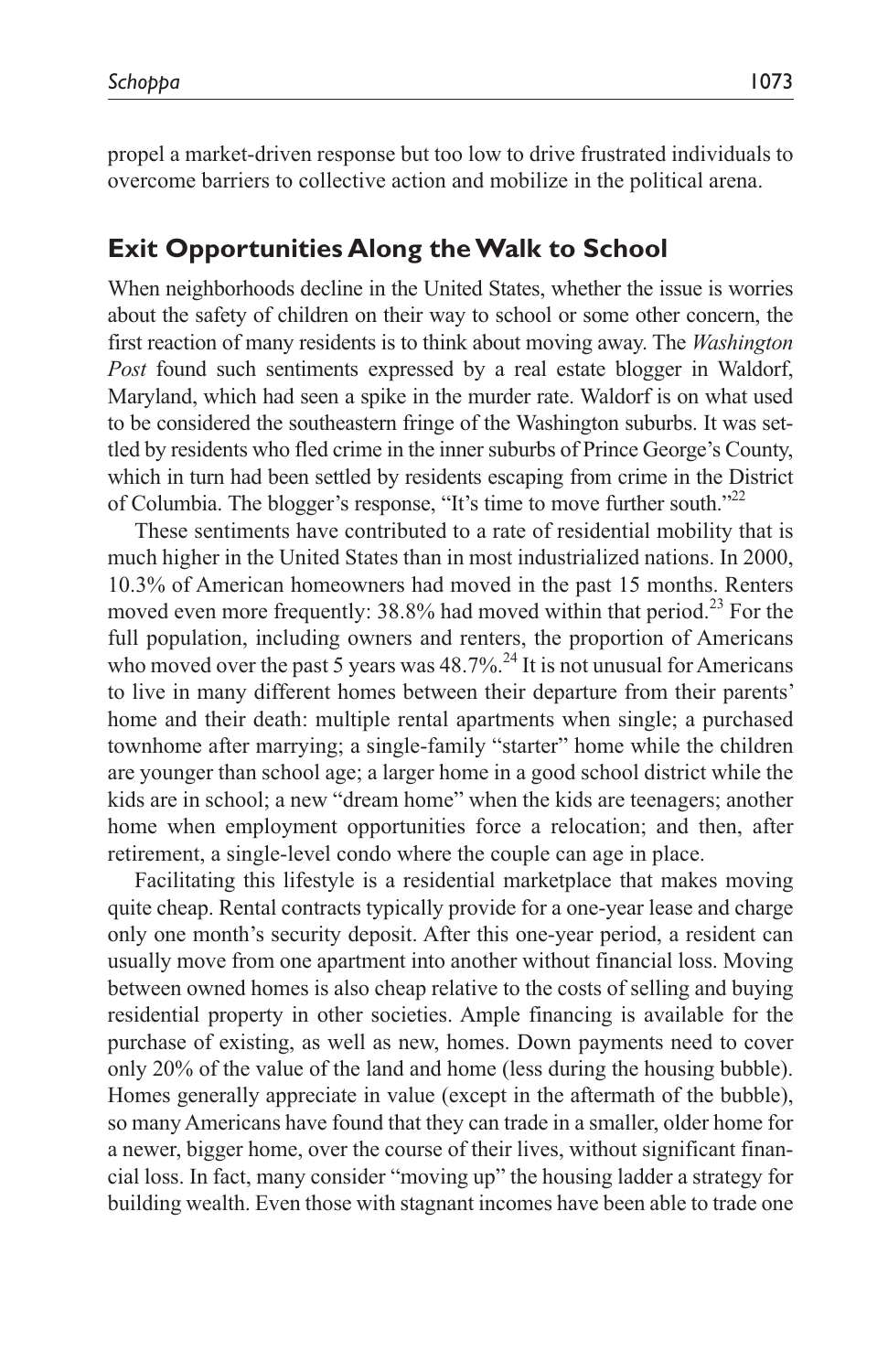propel a market-driven response but too low to drive frustrated individuals to overcome barriers to collective action and mobilize in the political arena.

## Exit Opportunities Along the Walk to School

When neighborhoods decline in the United States, whether the issue is worries about the safety of children on their way to school or some other concern, the first reaction of many residents is to think about moving away. The *Washington Post* found such sentiments expressed by a real estate blogger in Waldorf, Maryland, which had seen a spike in the murder rate. Waldorf is on what used to be considered the southeastern fringe of the Washington suburbs. It was settled by residents who fled crime in the inner suburbs of Prince George's County, which in turn had been settled by residents escaping from crime in the District of Columbia. The blogger's response, "It's time to move further south."[22]

These sentiments have contributed to a rate of residential mobility that is much higher in the United States than in most industrialized nations. In 2000, 10.3% of American homeowners had moved in the past 15 months. Renters moved even more frequently: 38.8% had moved within that period.[23] For the full population, including owners and renters, the proportion of Americans who moved over the past 5 years was 48.7%.[24] It is not unusual for Americans to live in many different homes between their departure from their parents' home and their death: multiple rental apartments when single; a purchased townhome after marrying; a single-family "starter" home while the children are younger than school age; a larger home in a good school district while the kids are in school; a new "dream home" when the kids are teenagers; another home when employment opportunities force a relocation; and then, after retirement, a single-level condo where the couple can age in place.

Facilitating this lifestyle is a residential marketplace that makes moving quite cheap. Rental contracts typically provide for a one-year lease and charge only one month's security deposit. After this one-year period, a resident can usually move from one apartment into another without financial loss. Moving between owned homes is also cheap relative to the costs of selling and buying residential property in other societies. Ample financing is available for the purchase of existing, as well as new, homes. Down payments need to cover only 20% of the value of the land and home (less during the housing bubble). Homes generally appreciate in value (except in the aftermath of the bubble), so many Americans have found that they can trade in a smaller, older home for a newer, bigger home, over the course of their lives, without significant financial loss. In fact, many consider "moving up" the housing ladder a strategy for building wealth. Even those with stagnant incomes have been able to trade one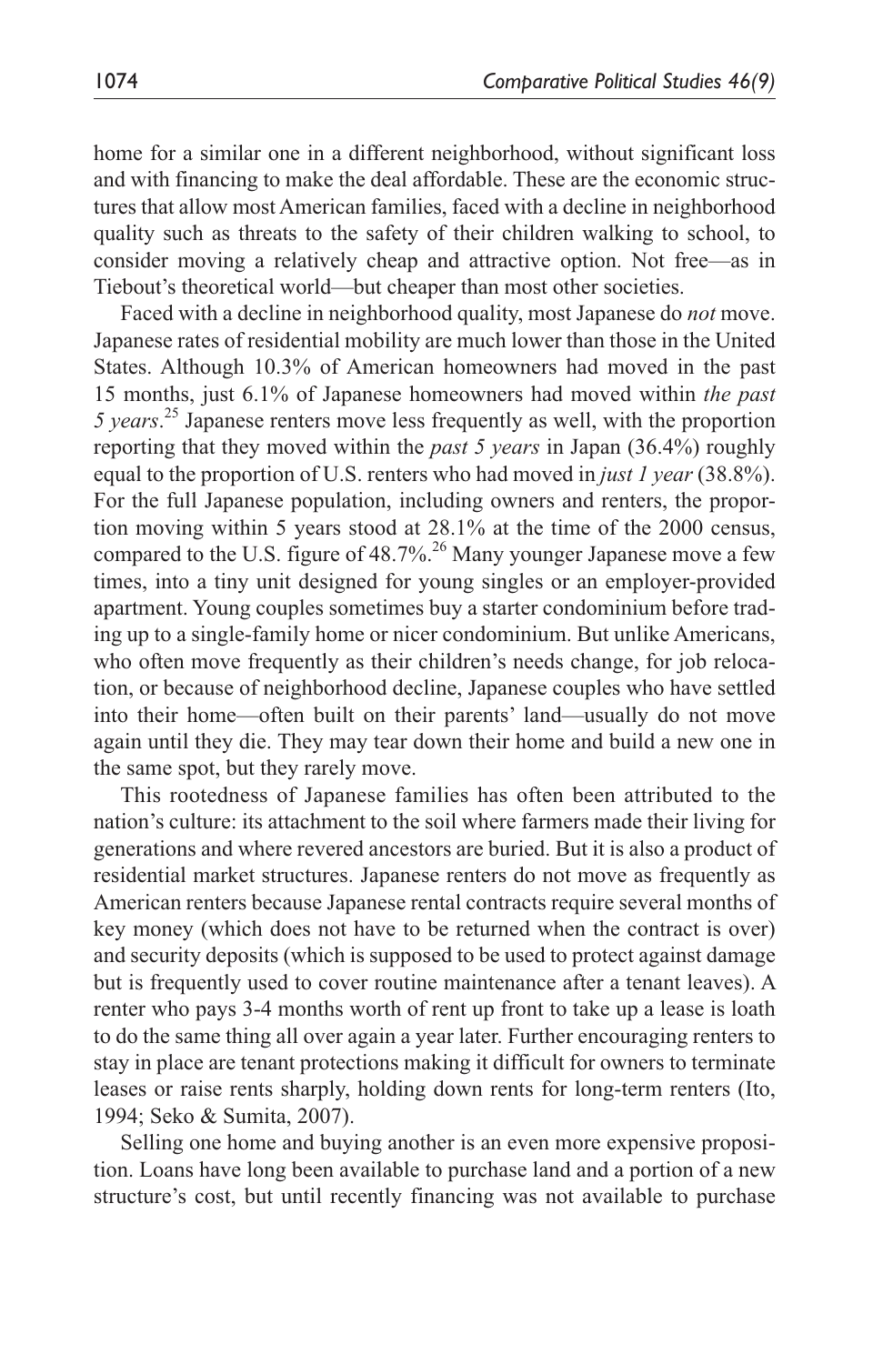home for a similar one in a different neighborhood, without significant loss and with financing to make the deal affordable. These are the economic structures that allow most American families, faced with a decline in neighborhood quality such as threats to the safety of their children walking to school, to consider moving a relatively cheap and attractive option. Not free—as in Tiebout's theoretical world—but cheaper than most other societies.

Faced with a decline in neighborhood quality, most Japanese do *not* move. Japanese rates of residential mobility are much lower than those in the United States. Although 10.3% of American homeowners had moved in the past 15 months, just 6.1% of Japanese homeowners had moved within *the past 5 years*.[25] Japanese renters move less frequently as well, with the proportion reporting that they moved within the *past 5 years* in Japan (36.4%) roughly equal to the proportion of U.S. renters who had moved in *just 1 year* (38.8%). For the full Japanese population, including owners and renters, the proportion moving within 5 years stood at 28.1% at the time of the 2000 census, compared to the U.S. figure of 48.7%.[26] Many younger Japanese move a few times, into a tiny unit designed for young singles or an employer-provided apartment. Young couples sometimes buy a starter condominium before trading up to a single-family home or nicer condominium. But unlike Americans, who often move frequently as their children's needs change, for job relocation, or because of neighborhood decline, Japanese couples who have settled into their home—often built on their parents' land—usually do not move again until they die. They may tear down their home and build a new one in the same spot, but they rarely move.

This rootedness of Japanese families has often been attributed to the nation's culture: its attachment to the soil where farmers made their living for generations and where revered ancestors are buried. But it is also a product of residential market structures. Japanese renters do not move as frequently as American renters because Japanese rental contracts require several months of key money (which does not have to be returned when the contract is over) and security deposits (which is supposed to be used to protect against damage but is frequently used to cover routine maintenance after a tenant leaves). A renter who pays 3-4 months worth of rent up front to take up a lease is loath to do the same thing all over again a year later. Further encouraging renters to stay in place are tenant protections making it difficult for owners to terminate leases or raise rents sharply, holding down rents for long-term renters (Ito, 1994; Seko & Sumita, 2007).

Selling one home and buying another is an even more expensive proposition. Loans have long been available to purchase land and a portion of a new structure's cost, but until recently financing was not available to purchase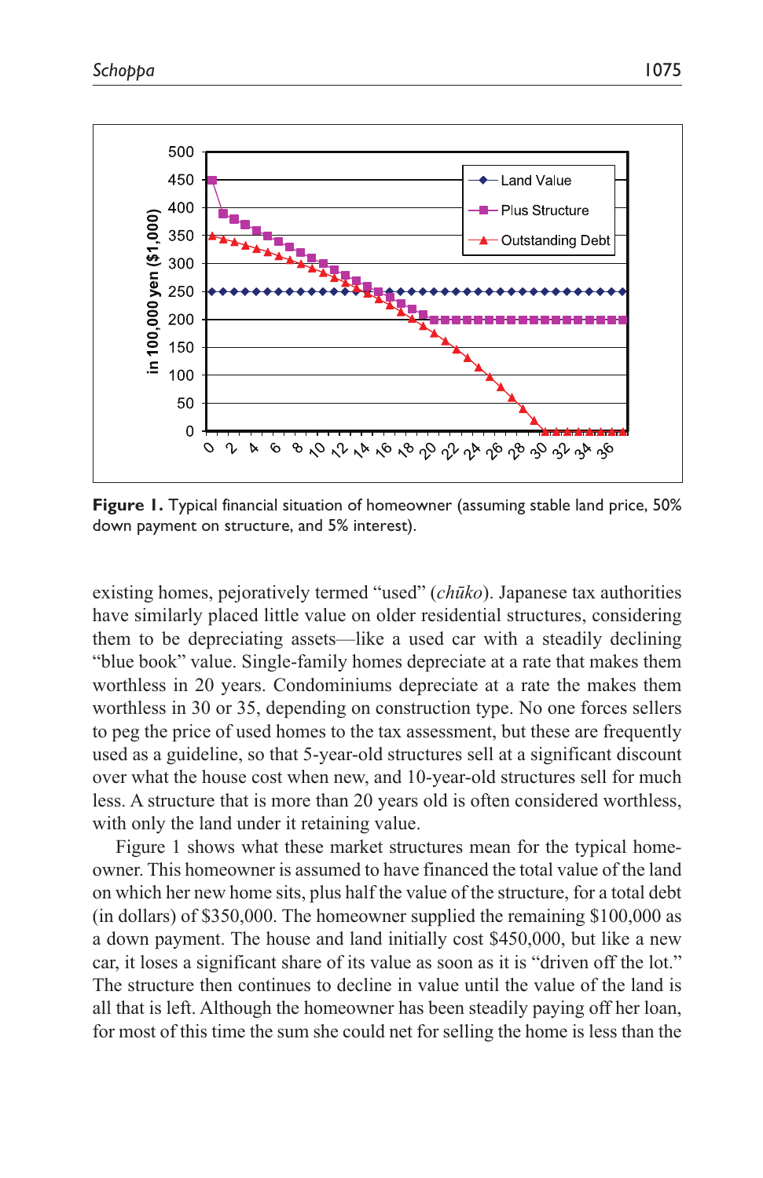**Figure 1.** Typical financial situation of homeowner (assuming stable land price, 50% down payment on structure, and 5% interest).

existing homes, pejoratively termed "used" (*chūko*). Japanese tax authorities have similarly placed little value on older residential structures, considering them to be depreciating assets—like a used car with a steadily declining "blue book" value. Single-family homes depreciate at a rate that makes them worthless in 20 years. Condominiums depreciate at a rate the makes them worthless in 30 or 35, depending on construction type. No one forces sellers to peg the price of used homes to the tax assessment, but these are frequently used as a guideline, so that 5-year-old structures sell at a significant discount over what the house cost when new, and 10-year-old structures sell for much less. A structure that is more than 20 years old is often considered worthless, with only the land under it retaining value.

Figure 1 shows what these market structures mean for the typical homeowner. This homeowner is assumed to have financed the total value of the land on which her new home sits, plus half the value of the structure, for a total debt (in dollars) of $350,000. The homeowner supplied the remaining $100,000 as a down payment. The house and land initially cost $450,000, but like a new car, it loses a significant share of its value as soon as it is "driven off the lot." The structure then continues to decline in value until the value of the land is all that is left. Although the homeowner has been steadily paying off her loan, for most of this time the sum she could net for selling the home is less than the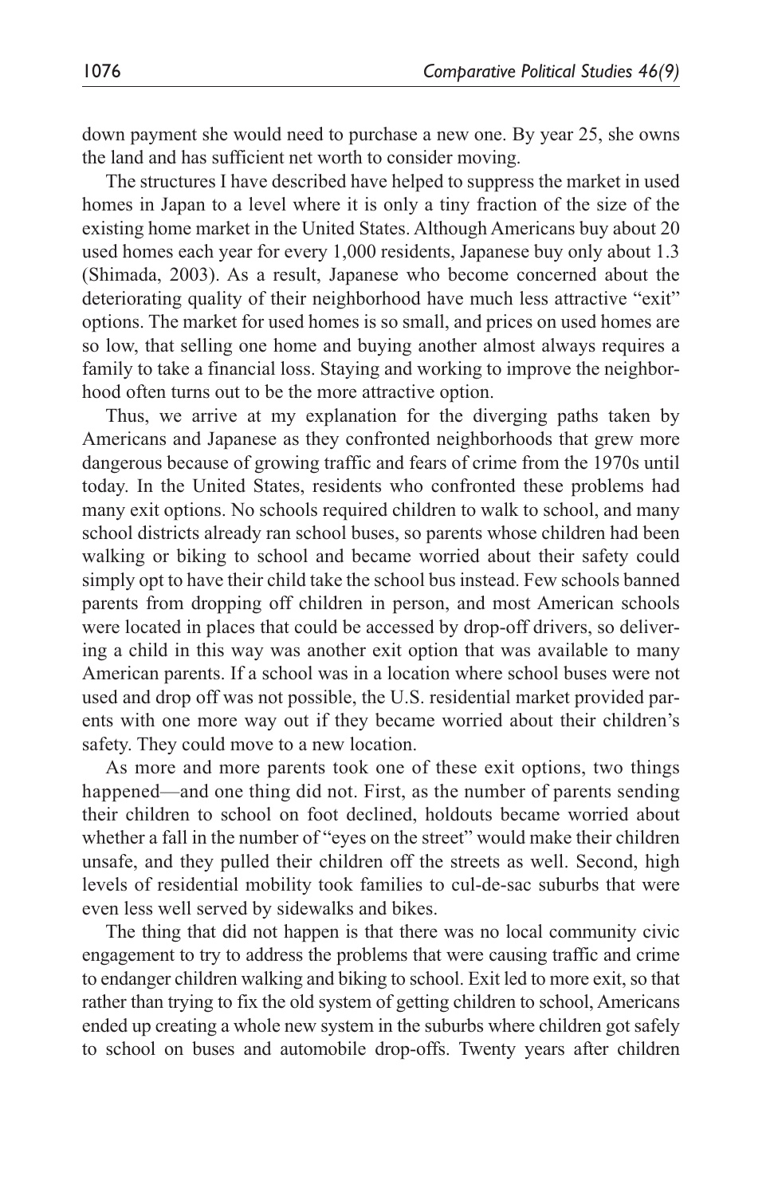down payment she would need to purchase a new one. By year 25, she owns the land and has sufficient net worth to consider moving.

The structures I have described have helped to suppress the market in used homes in Japan to a level where it is only a tiny fraction of the size of the existing home market in the United States. Although Americans buy about 20 used homes each year for every 1,000 residents, Japanese buy only about 1.3 (Shimada, 2003). As a result, Japanese who become concerned about the deteriorating quality of their neighborhood have much less attractive "exit" options. The market for used homes is so small, and prices on used homes are so low, that selling one home and buying another almost always requires a family to take a financial loss. Staying and working to improve the neighborhood often turns out to be the more attractive option.

Thus, we arrive at my explanation for the diverging paths taken by Americans and Japanese as they confronted neighborhoods that grew more dangerous because of growing traffic and fears of crime from the 1970s until today. In the United States, residents who confronted these problems had many exit options. No schools required children to walk to school, and many school districts already ran school buses, so parents whose children had been walking or biking to school and became worried about their safety could simply opt to have their child take the school bus instead. Few schools banned parents from dropping off children in person, and most American schools were located in places that could be accessed by drop-off drivers, so delivering a child in this way was another exit option that was available to many American parents. If a school was in a location where school buses were not used and drop off was not possible, the U.S. residential market provided parents with one more way out if they became worried about their children's safety. They could move to a new location.

As more and more parents took one of these exit options, two things happened—and one thing did not. First, as the number of parents sending their children to school on foot declined, holdouts became worried about whether a fall in the number of "eyes on the street" would make their children unsafe, and they pulled their children off the streets as well. Second, high levels of residential mobility took families to cul-de-sac suburbs that were even less well served by sidewalks and bikes.

The thing that did not happen is that there was no local community civic engagement to try to address the problems that were causing traffic and crime to endanger children walking and biking to school. Exit led to more exit, so that rather than trying to fix the old system of getting children to school, Americans ended up creating a whole new system in the suburbs where children got safely to school on buses and automobile drop-offs. Twenty years after children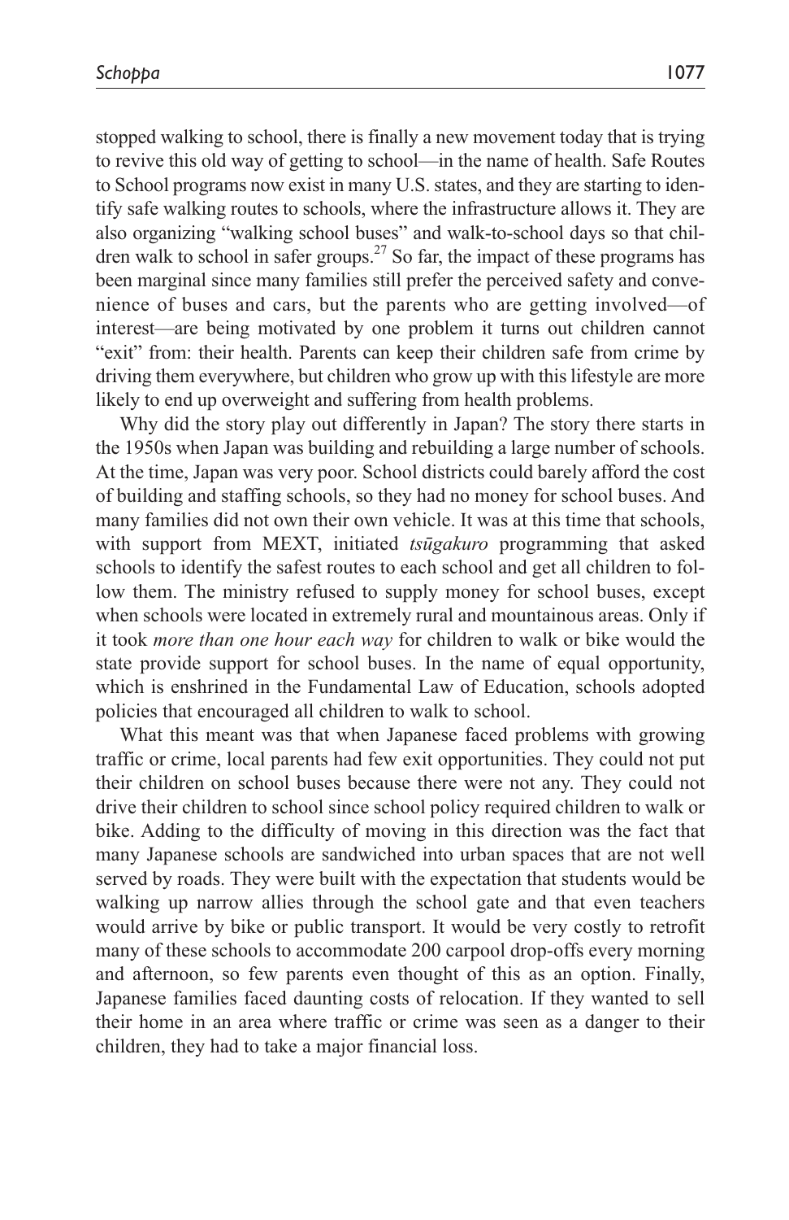stopped walking to school, there is finally a new movement today that is trying to revive this old way of getting to school—in the name of health. Safe Routes to School programs now exist in many U.S. states, and they are starting to identify safe walking routes to schools, where the infrastructure allows it. They are also organizing "walking school buses" and walk-to-school days so that children walk to school in safer groups.[27] So far, the impact of these programs has been marginal since many families still prefer the perceived safety and convenience of buses and cars, but the parents who are getting involved—of interest—are being motivated by one problem it turns out children cannot "exit" from: their health. Parents can keep their children safe from crime by driving them everywhere, but children who grow up with this lifestyle are more likely to end up overweight and suffering from health problems.

Why did the story play out differently in Japan? The story there starts in the 1950s when Japan was building and rebuilding a large number of schools. At the time, Japan was very poor. School districts could barely afford the cost of building and staffing schools, so they had no money for school buses. And many families did not own their own vehicle. It was at this time that schools, with support from MEXT, initiated *tsūgakuro* programming that asked schools to identify the safest routes to each school and get all children to follow them. The ministry refused to supply money for school buses, except when schools were located in extremely rural and mountainous areas. Only if it took *more than one hour each way* for children to walk or bike would the state provide support for school buses. In the name of equal opportunity, which is enshrined in the Fundamental Law of Education, schools adopted policies that encouraged all children to walk to school.

What this meant was that when Japanese faced problems with growing traffic or crime, local parents had few exit opportunities. They could not put their children on school buses because there were not any. They could not drive their children to school since school policy required children to walk or bike. Adding to the difficulty of moving in this direction was the fact that many Japanese schools are sandwiched into urban spaces that are not well served by roads. They were built with the expectation that students would be walking up narrow allies through the school gate and that even teachers would arrive by bike or public transport. It would be very costly to retrofit many of these schools to accommodate 200 carpool drop-offs every morning and afternoon, so few parents even thought of this as an option. Finally, Japanese families faced daunting costs of relocation. If they wanted to sell their home in an area where traffic or crime was seen as a danger to their children, they had to take a major financial loss.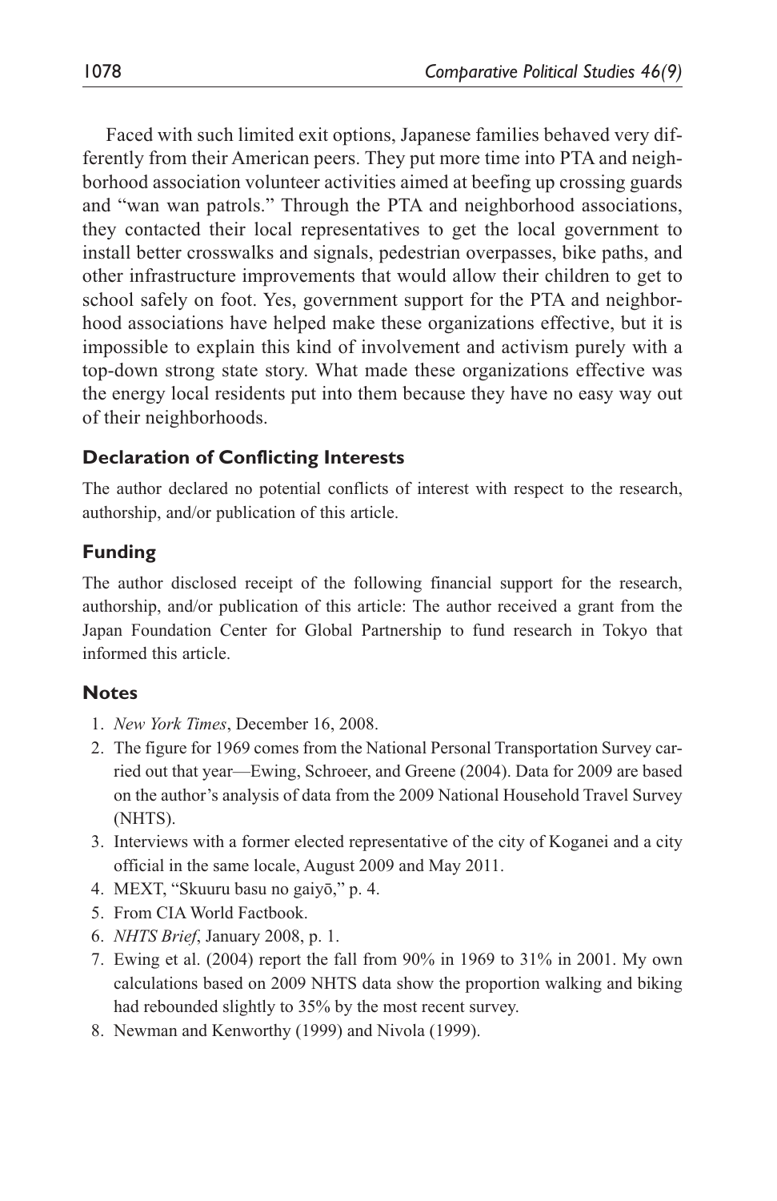Faced with such limited exit options, Japanese families behaved very differently from their American peers. They put more time into PTA and neighborhood association volunteer activities aimed at beefing up crossing guards and "wan wan patrols." Through the PTA and neighborhood associations, they contacted their local representatives to get the local government to install better crosswalks and signals, pedestrian overpasses, bike paths, and other infrastructure improvements that would allow their children to get to school safely on foot. Yes, government support for the PTA and neighborhood associations have helped make these organizations effective, but it is impossible to explain this kind of involvement and activism purely with a top-down strong state story. What made these organizations effective was the energy local residents put into them because they have no easy way out of their neighborhoods.

## Declaration of Conflicting Interests

The author declared no potential conflicts of interest with respect to the research, authorship, and/or publication of this article.

## Funding

The author disclosed receipt of the following financial support for the research, authorship, and/or publication of this article: The author received a grant from the Japan Foundation Center for Global Partnership to fund research in Tokyo that informed this article.

## Notes

1. *New York Times*, December 16, 2008.
2. The figure for 1969 comes from the National Personal Transportation Survey carried out that year—Ewing, Schroeer, and Greene (2004). Data for 2009 are based on the author's analysis of data from the 2009 National Household Travel Survey (NHTS).
3. Interviews with a former elected representative of the city of Koganei and a city official in the same locale, August 2009 and May 2011.
4. MEXT, "Skuuru basu no gaiyō," p. 4.
5. From CIA World Factbook.
6. *NHTS Brief*, January 2008, p. 1.
7. Ewing et al. (2004) report the fall from 90% in 1969 to 31% in 2001. My own calculations based on 2009 NHTS data show the proportion walking and biking had rebounded slightly to 35% by the most recent survey.
8. Newman and Kenworthy (1999) and Nivola (1999).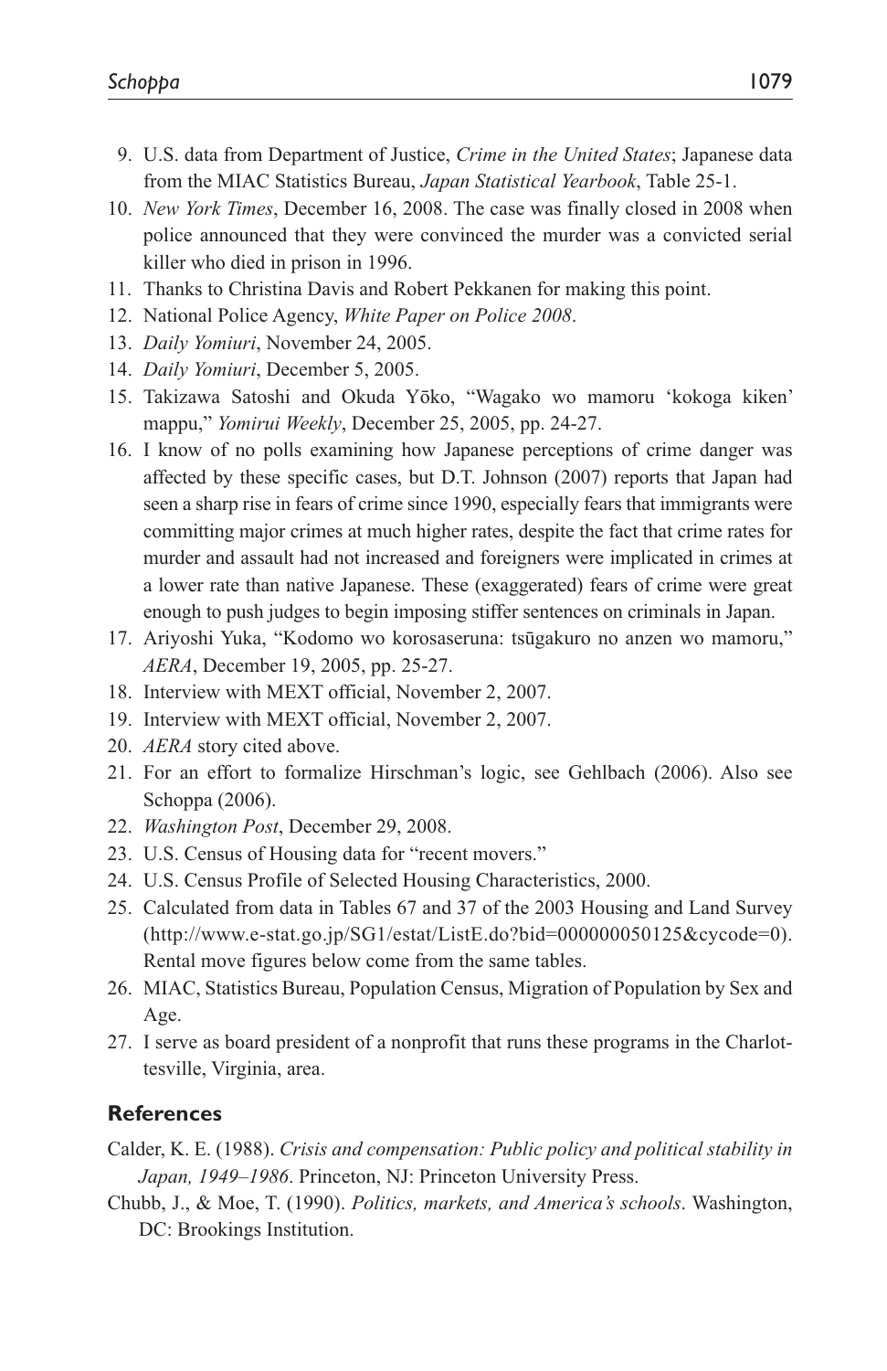9. U.S. data from Department of Justice, *Crime in the United States*; Japanese data from the MIAC Statistics Bureau, *Japan Statistical Yearbook*, Table 25-1.
10. *New York Times*, December 16, 2008. The case was finally closed in 2008 when police announced that they were convinced the murder was a convicted serial killer who died in prison in 1996.
11. Thanks to Christina Davis and Robert Pekkanen for making this point.
12. National Police Agency, *White Paper on Police 2008*.
13. *Daily Yomiuri*, November 24, 2005.
14. *Daily Yomiuri*, December 5, 2005.
15. Takizawa Satoshi and Okuda Yōko, "Wagako wo mamoru 'kokoga kiken' mappu," *Yomirui Weekly*, December 25, 2005, pp. 24-27.
16. I know of no polls examining how Japanese perceptions of crime danger was affected by these specific cases, but D.T. Johnson (2007) reports that Japan had seen a sharp rise in fears of crime since 1990, especially fears that immigrants were committing major crimes at much higher rates, despite the fact that crime rates for murder and assault had not increased and foreigners were implicated in crimes at a lower rate than native Japanese. These (exaggerated) fears of crime were great enough to push judges to begin imposing stiffer sentences on criminals in Japan.
17. Ariyoshi Yuka, "Kodomo wo korosaseruna: tsūgakuro no anzen wo mamoru," *AERA*, December 19, 2005, pp. 25-27.
18. Interview with MEXT official, November 2, 2007.
19. Interview with MEXT official, November 2, 2007.
20. *AERA* story cited above.
21. For an effort to formalize Hirschman's logic, see Gehlbach (2006). Also see Schoppa (2006).
22. *Washington Post*, December 29, 2008.
23. U.S. Census of Housing data for "recent movers."
24. U.S. Census Profile of Selected Housing Characteristics, 2000.
25. Calculated from data in Tables 67 and 37 of the 2003 Housing and Land Survey (http://www.e-stat.go.jp/SG1/estat/ListE.do?bid=000000050125&cycode=0). Rental move figures below come from the same tables.
26. MIAC, Statistics Bureau, Population Census, Migration of Population by Sex and Age.
27. I serve as board president of a nonprofit that runs these programs in the Charlottesville, Virginia, area.

## References

Calder, K. E. (1988). *Crisis and compensation: Public policy and political stability in Japan, 1949–1986*. Princeton, NJ: Princeton University Press.

Chubb, J., & Moe, T. (1990). *Politics, markets, and America's schools*. Washington, DC: Brookings Institution.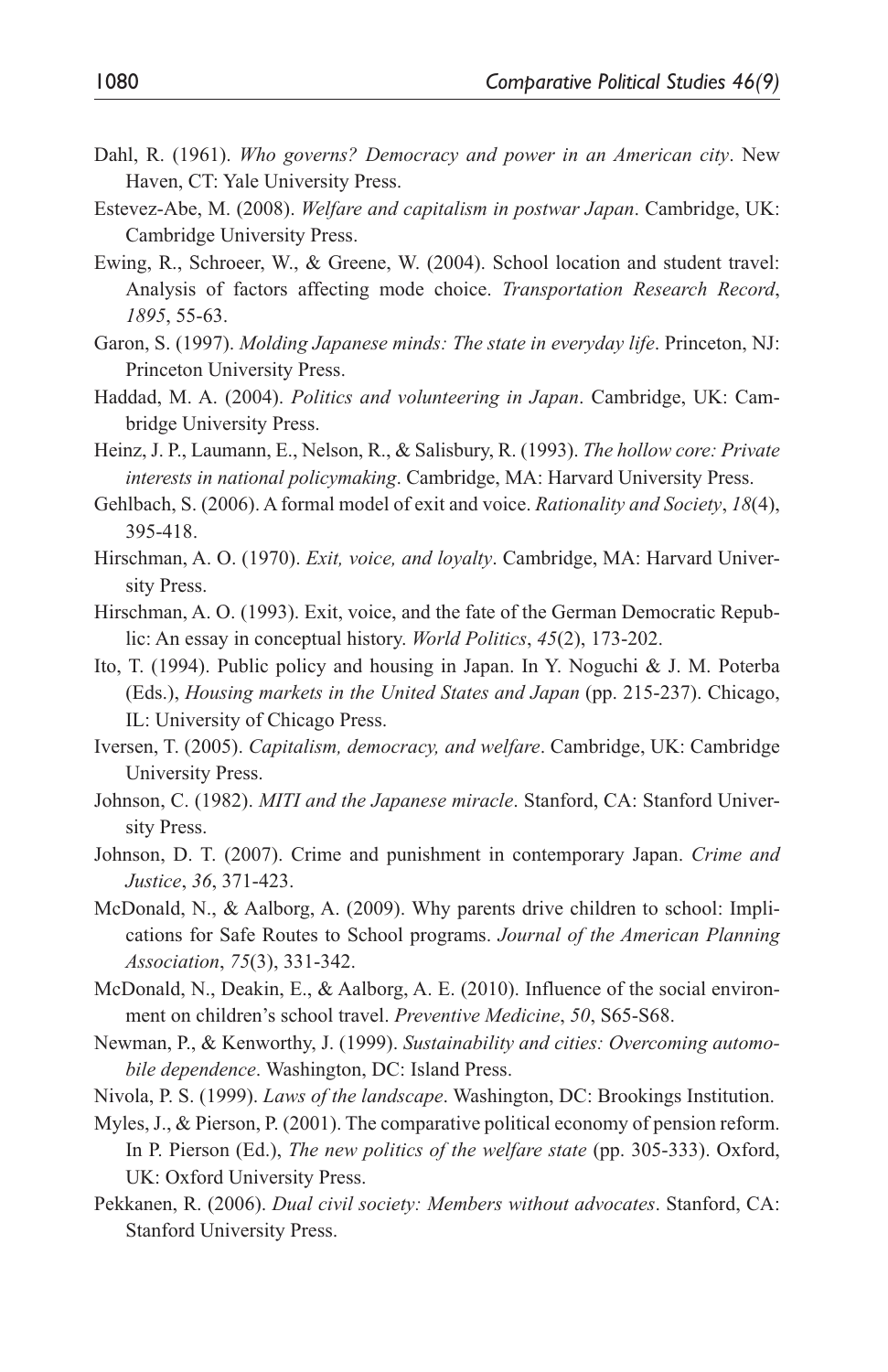Dahl, R. (1961). *Who governs? Democracy and power in an American city*. New Haven, CT: Yale University Press.

Estevez-Abe, M. (2008). *Welfare and capitalism in postwar Japan*. Cambridge, UK: Cambridge University Press.

Ewing, R., Schroeer, W., & Greene, W. (2004). School location and student travel: Analysis of factors affecting mode choice. *Transportation Research Record*, *1895*, 55-63.

Garon, S. (1997). *Molding Japanese minds: The state in everyday life*. Princeton, NJ: Princeton University Press.

Haddad, M. A. (2004). *Politics and volunteering in Japan*. Cambridge, UK: Cambridge University Press.

Heinz, J. P., Laumann, E., Nelson, R., & Salisbury, R. (1993). *The hollow core: Private interests in national policymaking*. Cambridge, MA: Harvard University Press.

Gehlbach, S. (2006). A formal model of exit and voice. *Rationality and Society*, *18*(4), 395-418.

Hirschman, A. O. (1970). *Exit, voice, and loyalty*. Cambridge, MA: Harvard University Press.

Hirschman, A. O. (1993). Exit, voice, and the fate of the German Democratic Republic: An essay in conceptual history. *World Politics*, *45*(2), 173-202.

Ito, T. (1994). Public policy and housing in Japan. In Y. Noguchi & J. M. Poterba (Eds.), *Housing markets in the United States and Japan* (pp. 215-237). Chicago, IL: University of Chicago Press.

Iversen, T. (2005). *Capitalism, democracy, and welfare*. Cambridge, UK: Cambridge University Press.

Johnson, C. (1982). *MITI and the Japanese miracle*. Stanford, CA: Stanford University Press.

Johnson, D. T. (2007). Crime and punishment in contemporary Japan. *Crime and Justice*, *36*, 371-423.

McDonald, N., & Aalborg, A. (2009). Why parents drive children to school: Implications for Safe Routes to School programs. *Journal of the American Planning Association*, *75*(3), 331-342.

McDonald, N., Deakin, E., & Aalborg, A. E. (2010). Influence of the social environment on children's school travel. *Preventive Medicine*, *50*, S65-S68.

Newman, P., & Kenworthy, J. (1999). *Sustainability and cities: Overcoming automobile dependence*. Washington, DC: Island Press.

Nivola, P. S. (1999). *Laws of the landscape*. Washington, DC: Brookings Institution.

Myles, J., & Pierson, P. (2001). The comparative political economy of pension reform. In P. Pierson (Ed.), *The new politics of the welfare state* (pp. 305-333). Oxford, UK: Oxford University Press.

Pekkanen, R. (2006). *Dual civil society: Members without advocates*. Stanford, CA: Stanford University Press.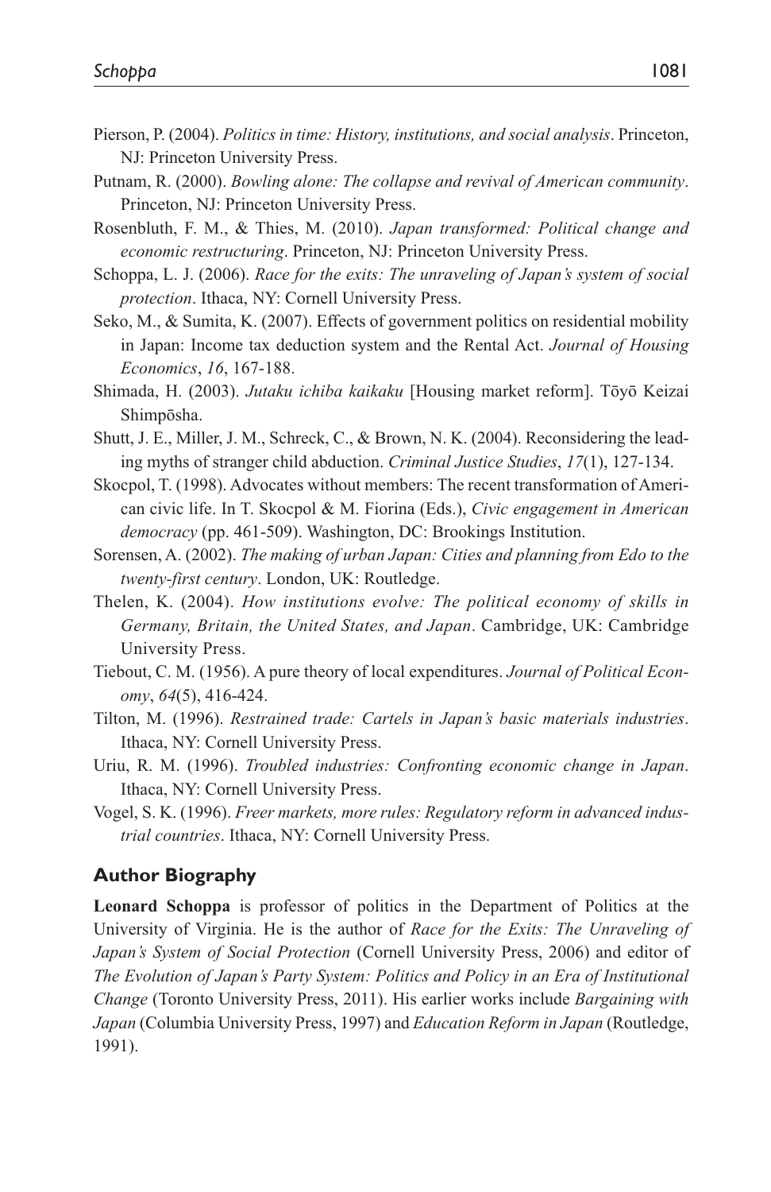Pierson, P. (2004). *Politics in time: History, institutions, and social analysis*. Princeton, NJ: Princeton University Press.

Putnam, R. (2000). *Bowling alone: The collapse and revival of American community*. Princeton, NJ: Princeton University Press.

Rosenbluth, F. M., & Thies, M. (2010). *Japan transformed: Political change and economic restructuring*. Princeton, NJ: Princeton University Press.

Schoppa, L. J. (2006). *Race for the exits: The unraveling of Japan's system of social protection*. Ithaca, NY: Cornell University Press.

Seko, M., & Sumita, K. (2007). Effects of government politics on residential mobility in Japan: Income tax deduction system and the Rental Act. *Journal of Housing Economics*, *16*, 167-188.

Shimada, H. (2003). *Jutaku ichiba kaikaku* [Housing market reform]. Tōyō Keizai Shimpōsha.

Shutt, J. E., Miller, J. M., Schreck, C., & Brown, N. K. (2004). Reconsidering the leading myths of stranger child abduction. *Criminal Justice Studies*, *17*(1), 127-134.

Skocpol, T. (1998). Advocates without members: The recent transformation of American civic life. In T. Skocpol & M. Fiorina (Eds.), *Civic engagement in American democracy* (pp. 461-509). Washington, DC: Brookings Institution.

Sorensen, A. (2002). *The making of urban Japan: Cities and planning from Edo to the twenty-first century*. London, UK: Routledge.

Thelen, K. (2004). *How institutions evolve: The political economy of skills in Germany, Britain, the United States, and Japan*. Cambridge, UK: Cambridge University Press.

Tiebout, C. M. (1956). A pure theory of local expenditures. *Journal of Political Economy*, *64*(5), 416-424.

Tilton, M. (1996). *Restrained trade: Cartels in Japan's basic materials industries*. Ithaca, NY: Cornell University Press.

Uriu, R. M. (1996). *Troubled industries: Confronting economic change in Japan*. Ithaca, NY: Cornell University Press.

Vogel, S. K. (1996). *Freer markets, more rules: Regulatory reform in advanced industrial countries*. Ithaca, NY: Cornell University Press.

## Author Biography

**Leonard Schoppa** is professor of politics in the Department of Politics at the University of Virginia. He is the author of *Race for the Exits: The Unraveling of Japan's System of Social Protection* (Cornell University Press, 2006) and editor of *The Evolution of Japan's Party System: Politics and Policy in an Era of Institutional Change* (Toronto University Press, 2011). His earlier works include *Bargaining with Japan* (Columbia University Press, 1997) and *Education Reform in Japan* (Routledge, 1991).